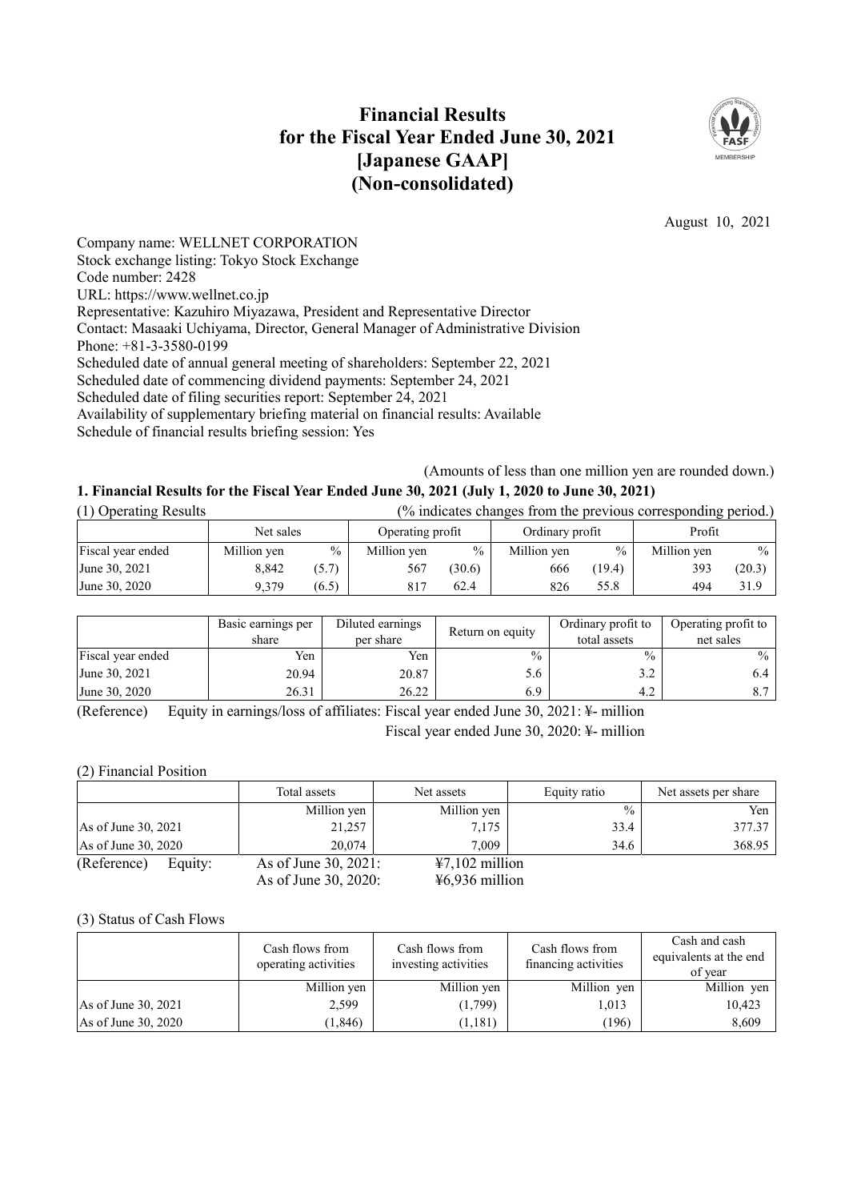# Financial Results for the Fiscal Year Ended June 30, 2021 [Japanese GAAP] (Non-consolidated)

August 10, 2021

Company name: WELLNET CORPORATION
Stock exchange listing: Tokyo Stock Exchange
Code number: 2428
URL: https://www.wellnet.co.jp
Representative: Kazuhiro Miyazawa, President and Representative Director
Contact: Masaaki Uchiyama, Director, General Manager of Administrative Division
Phone: +81-3-3580-0199
Scheduled date of annual general meeting of shareholders: September 22, 2021
Scheduled date of commencing dividend payments: September 24, 2021
Scheduled date of filing securities report: September 24, 2021
Availability of supplementary briefing material on financial results: Available
Schedule of financial results briefing session: Yes

(Amounts of less than one million yen are rounded down.)

## 1. Financial Results for the Fiscal Year Ended June 30, 2021 (July 1, 2020 to June 30, 2021)

(1) Operating Results (% indicates changes from the previous corresponding period.)

| | Net sales | | Operating profit | | Ordinary profit | | Profit | |
|---|---|---|---|---|---|---|---|---|
| Fiscal year ended | Million yen | % | Million yen | % | Million yen | % | Million yen | % |
| June 30, 2021 | 8,842 | (5.7) | 567 | (30.6) | 666 | (19.4) | 393 | (20.3) |
| June 30, 2020 | 9,379 | (6.5) | 817 | 62.4 | 826 | 55.8 | 494 | 31.9 |

| | Basic earnings per share | Diluted earnings per share | Return on equity | Ordinary profit to total assets | Operating profit to net sales |
|---|---|---|---|---|---|
| Fiscal year ended | Yen | Yen | % | % | % |
| June 30, 2021 | 20.94 | 20.87 | 5.6 | 3.2 | 6.4 |
| June 30, 2020 | 26.31 | 26.22 | 6.9 | 4.2 | 8.7 |

(Reference) Equity in earnings/loss of affiliates: Fiscal year ended June 30, 2021: ¥- million
Fiscal year ended June 30, 2020: ¥- million

(2) Financial Position

| | Total assets | Net assets | Equity ratio | Net assets per share |
|---|---|---|---|---|
| | Million yen | Million yen | % | Yen |
| As of June 30, 2021 | 21,257 | 7,175 | 33.4 | 377.37 |
| As of June 30, 2020 | 20,074 | 7,009 | 34.6 | 368.95 |

(Reference) Equity: As of June 30, 2021: ¥7,102 million
As of June 30, 2020: ¥6,936 million

(3) Status of Cash Flows

| | Cash flows from operating activities | Cash flows from investing activities | Cash flows from financing activities | Cash and cash equivalents at the end of year |
|---|---|---|---|---|
| | Million yen | Million yen | Million yen | Million yen |
| As of June 30, 2021 | 2,599 | (1,799) | 1,013 | 10,423 |
| As of June 30, 2020 | (1,846) | (1,181) | (196) | 8,609 |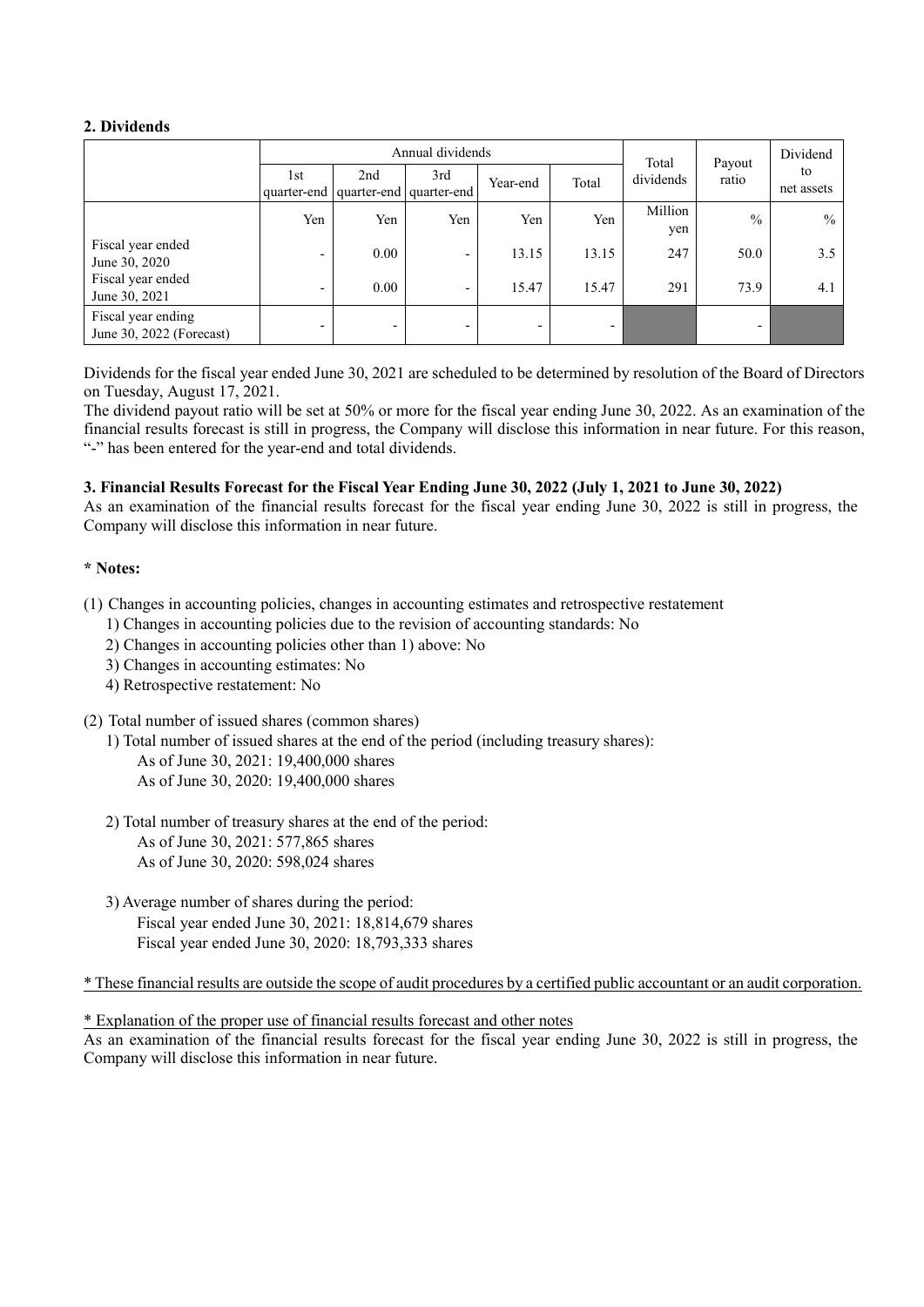## 2. Dividends

| | Annual dividends | | | | | Total dividends | Payout ratio | Dividend to net assets |
|---|---|---|---|---|---|---|---|---|
| | 1st quarter-end | 2nd quarter-end | 3rd quarter-end | Year-end | Total | | | |
| | Yen | Yen | Yen | Yen | Yen | Million yen | % | % |
| Fiscal year ended June 30, 2020 | - | 0.00 | - | 13.15 | 13.15 | 247 | 50.0 | 3.5 |
| Fiscal year ended June 30, 2021 | - | 0.00 | - | 15.47 | 15.47 | 291 | 73.9 | 4.1 |
| Fiscal year ending June 30, 2022 (Forecast) | - | - | - | - | - | | - | |

Dividends for the fiscal year ended June 30, 2021 are scheduled to be determined by resolution of the Board of Directors on Tuesday, August 17, 2021.

The dividend payout ratio will be set at 50% or more for the fiscal year ending June 30, 2022. As an examination of the financial results forecast is still in progress, the Company will disclose this information in near future. For this reason, "-" has been entered for the year-end and total dividends.

## 3. Financial Results Forecast for the Fiscal Year Ending June 30, 2022 (July 1, 2021 to June 30, 2022)

As an examination of the financial results forecast for the fiscal year ending June 30, 2022 is still in progress, the Company will disclose this information in near future.

**\* Notes:**

(1) Changes in accounting policies, changes in accounting estimates and retrospective restatement

1) Changes in accounting policies due to the revision of accounting standards: No
2) Changes in accounting policies other than 1) above: No
3) Changes in accounting estimates: No
4) Retrospective restatement: No

(2) Total number of issued shares (common shares)

1) Total number of issued shares at the end of the period (including treasury shares):
   As of June 30, 2021: 19,400,000 shares
   As of June 30, 2020: 19,400,000 shares

2) Total number of treasury shares at the end of the period:
   As of June 30, 2021: 577,865 shares
   As of June 30, 2020: 598,024 shares

3) Average number of shares during the period:
   Fiscal year ended June 30, 2021: 18,814,679 shares
   Fiscal year ended June 30, 2020: 18,793,333 shares

\* These financial results are outside the scope of audit procedures by a certified public accountant or an audit corporation.

\* Explanation of the proper use of financial results forecast and other notes

As an examination of the financial results forecast for the fiscal year ending June 30, 2022 is still in progress, the Company will disclose this information in near future.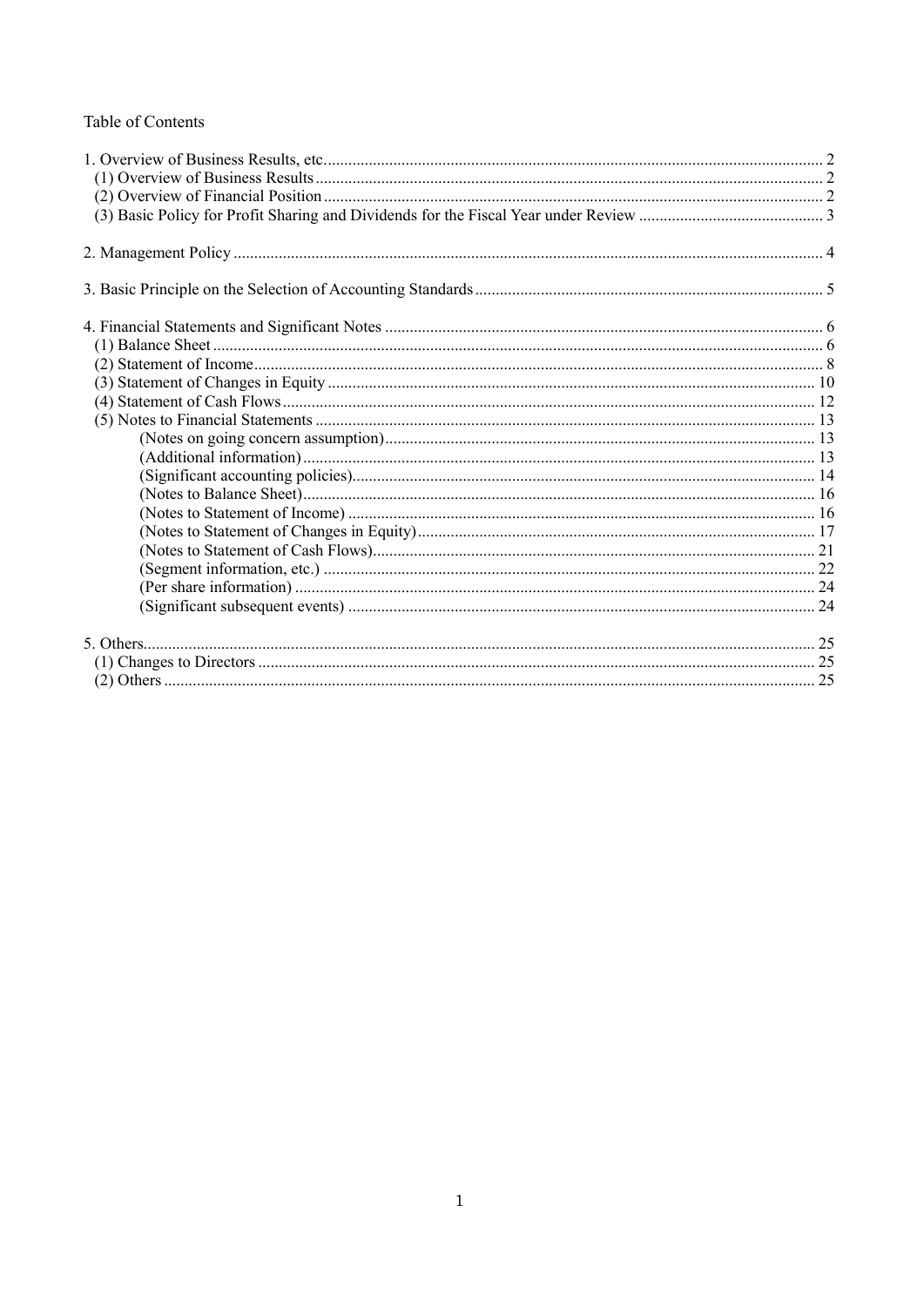Table of Contents

| | |
|---|---|
| 1. Overview of Business Results, etc. | 2 |
| (1) Overview of Business Results | 2 |
| (2) Overview of Financial Position | 2 |
| (3) Basic Policy for Profit Sharing and Dividends for the Fiscal Year under Review | 3 |
| 2. Management Policy | 4 |
| 3. Basic Principle on the Selection of Accounting Standards | 5 |
| 4. Financial Statements and Significant Notes | 6 |
| (1) Balance Sheet | 6 |
| (2) Statement of Income | 8 |
| (3) Statement of Changes in Equity | 10 |
| (4) Statement of Cash Flows | 12 |
| (5) Notes to Financial Statements | 13 |
| (Notes on going concern assumption) | 13 |
| (Additional information) | 13 |
| (Significant accounting policies) | 14 |
| (Notes to Balance Sheet) | 16 |
| (Notes to Statement of Income) | 16 |
| (Notes to Statement of Changes in Equity) | 17 |
| (Notes to Statement of Cash Flows) | 21 |
| (Segment information, etc.) | 22 |
| (Per share information) | 24 |
| (Significant subsequent events) | 24 |
| 5. Others | 25 |
| (1) Changes to Directors | 25 |
| (2) Others | 25 |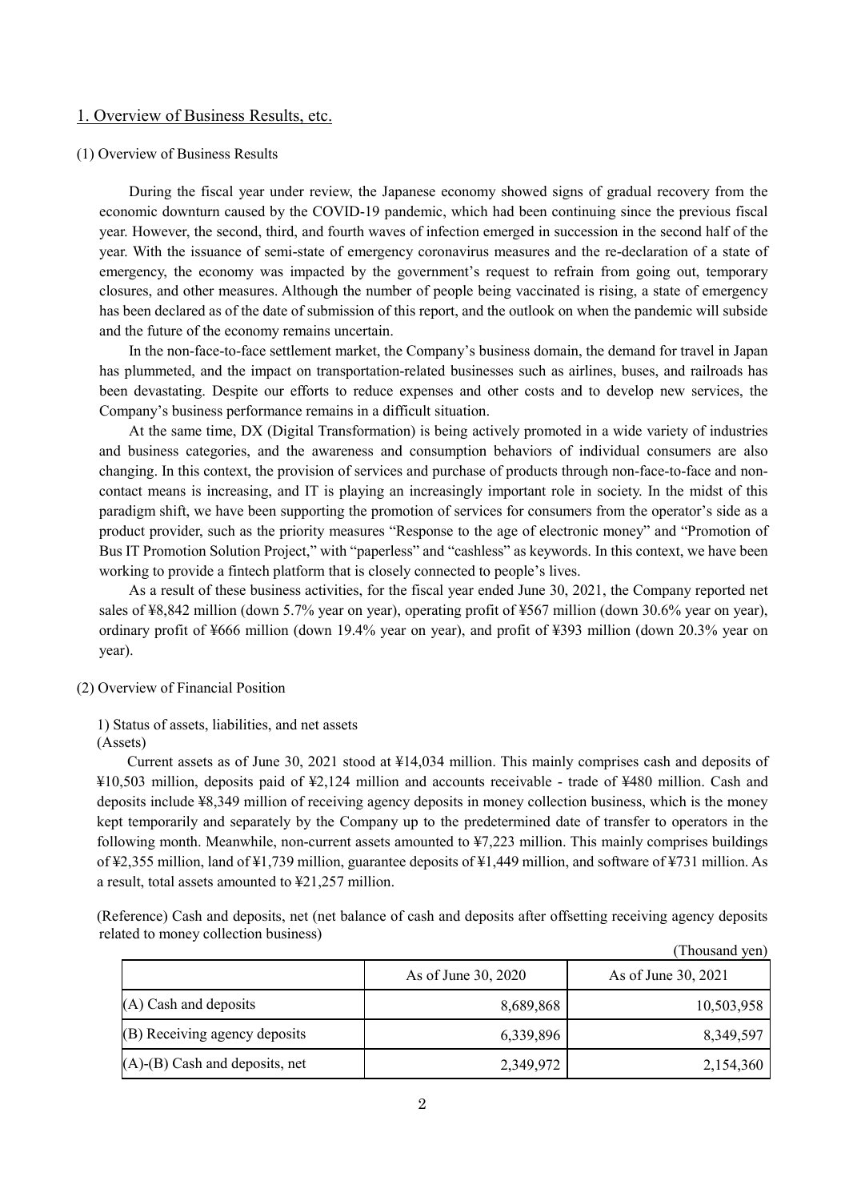## 1. Overview of Business Results, etc.

### (1) Overview of Business Results

During the fiscal year under review, the Japanese economy showed signs of gradual recovery from the economic downturn caused by the COVID-19 pandemic, which had been continuing since the previous fiscal year. However, the second, third, and fourth waves of infection emerged in succession in the second half of the year. With the issuance of semi-state of emergency coronavirus measures and the re-declaration of a state of emergency, the economy was impacted by the government's request to refrain from going out, temporary closures, and other measures. Although the number of people being vaccinated is rising, a state of emergency has been declared as of the date of submission of this report, and the outlook on when the pandemic will subside and the future of the economy remains uncertain.

In the non-face-to-face settlement market, the Company's business domain, the demand for travel in Japan has plummeted, and the impact on transportation-related businesses such as airlines, buses, and railroads has been devastating. Despite our efforts to reduce expenses and other costs and to develop new services, the Company's business performance remains in a difficult situation.

At the same time, DX (Digital Transformation) is being actively promoted in a wide variety of industries and business categories, and the awareness and consumption behaviors of individual consumers are also changing. In this context, the provision of services and purchase of products through non-face-to-face and non-contact means is increasing, and IT is playing an increasingly important role in society. In the midst of this paradigm shift, we have been supporting the promotion of services for consumers from the operator's side as a product provider, such as the priority measures "Response to the age of electronic money" and "Promotion of Bus IT Promotion Solution Project," with "paperless" and "cashless" as keywords. In this context, we have been working to provide a fintech platform that is closely connected to people's lives.

As a result of these business activities, for the fiscal year ended June 30, 2021, the Company reported net sales of ¥8,842 million (down 5.7% year on year), operating profit of ¥567 million (down 30.6% year on year), ordinary profit of ¥666 million (down 19.4% year on year), and profit of ¥393 million (down 20.3% year on year).

### (2) Overview of Financial Position

1) Status of assets, liabilities, and net assets

(Assets)

Current assets as of June 30, 2021 stood at ¥14,034 million. This mainly comprises cash and deposits of ¥10,503 million, deposits paid of ¥2,124 million and accounts receivable - trade of ¥480 million. Cash and deposits include ¥8,349 million of receiving agency deposits in money collection business, which is the money kept temporarily and separately by the Company up to the predetermined date of transfer to operators in the following month. Meanwhile, non-current assets amounted to ¥7,223 million. This mainly comprises buildings of ¥2,355 million, land of ¥1,739 million, guarantee deposits of ¥1,449 million, and software of ¥731 million. As a result, total assets amounted to ¥21,257 million.

(Reference) Cash and deposits, net (net balance of cash and deposits after offsetting receiving agency deposits related to money collection business)

(Thousand yen)

| | As of June 30, 2020 | As of June 30, 2021 |
|---|---|---|
| (A) Cash and deposits | 8,689,868 | 10,503,958 |
| (B) Receiving agency deposits | 6,339,896 | 8,349,597 |
| (A)-(B) Cash and deposits, net | 2,349,972 | 2,154,360 |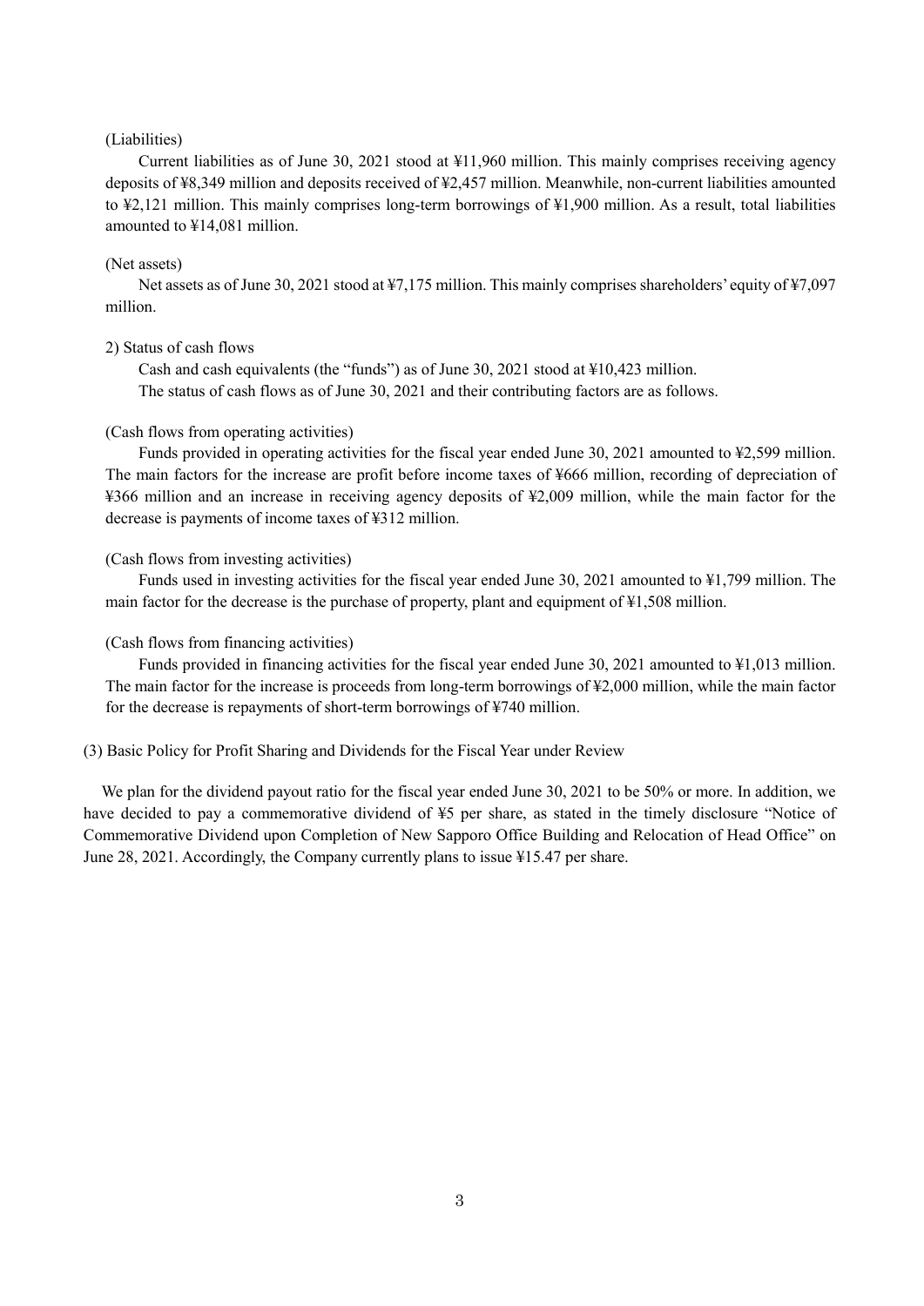(Liabilities)

Current liabilities as of June 30, 2021 stood at ¥11,960 million. This mainly comprises receiving agency deposits of ¥8,349 million and deposits received of ¥2,457 million. Meanwhile, non-current liabilities amounted to ¥2,121 million. This mainly comprises long-term borrowings of ¥1,900 million. As a result, total liabilities amounted to ¥14,081 million.

(Net assets)

Net assets as of June 30, 2021 stood at ¥7,175 million. This mainly comprises shareholders' equity of ¥7,097 million.

2) Status of cash flows

Cash and cash equivalents (the "funds") as of June 30, 2021 stood at ¥10,423 million.
The status of cash flows as of June 30, 2021 and their contributing factors are as follows.

(Cash flows from operating activities)

Funds provided in operating activities for the fiscal year ended June 30, 2021 amounted to ¥2,599 million. The main factors for the increase are profit before income taxes of ¥666 million, recording of depreciation of ¥366 million and an increase in receiving agency deposits of ¥2,009 million, while the main factor for the decrease is payments of income taxes of ¥312 million.

(Cash flows from investing activities)

Funds used in investing activities for the fiscal year ended June 30, 2021 amounted to ¥1,799 million. The main factor for the decrease is the purchase of property, plant and equipment of ¥1,508 million.

(Cash flows from financing activities)

Funds provided in financing activities for the fiscal year ended June 30, 2021 amounted to ¥1,013 million. The main factor for the increase is proceeds from long-term borrowings of ¥2,000 million, while the main factor for the decrease is repayments of short-term borrowings of ¥740 million.

(3) Basic Policy for Profit Sharing and Dividends for the Fiscal Year under Review

We plan for the dividend payout ratio for the fiscal year ended June 30, 2021 to be 50% or more. In addition, we have decided to pay a commemorative dividend of ¥5 per share, as stated in the timely disclosure "Notice of Commemorative Dividend upon Completion of New Sapporo Office Building and Relocation of Head Office" on June 28, 2021. Accordingly, the Company currently plans to issue ¥15.47 per share.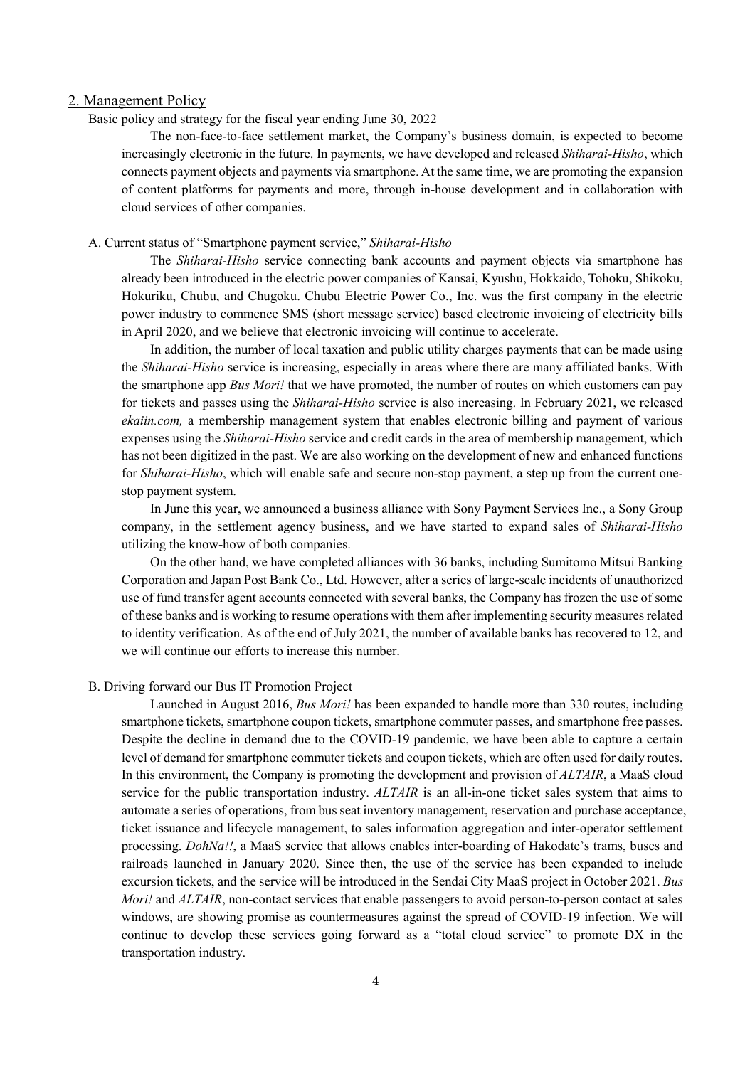## 2. Management Policy

Basic policy and strategy for the fiscal year ending June 30, 2022

The non-face-to-face settlement market, the Company's business domain, is expected to become increasingly electronic in the future. In payments, we have developed and released *Shiharai-Hisho*, which connects payment objects and payments via smartphone. At the same time, we are promoting the expansion of content platforms for payments and more, through in-house development and in collaboration with cloud services of other companies.

### A. Current status of "Smartphone payment service," *Shiharai-Hisho*

The *Shiharai-Hisho* service connecting bank accounts and payment objects via smartphone has already been introduced in the electric power companies of Kansai, Kyushu, Hokkaido, Tohoku, Shikoku, Hokuriku, Chubu, and Chugoku. Chubu Electric Power Co., Inc. was the first company in the electric power industry to commence SMS (short message service) based electronic invoicing of electricity bills in April 2020, and we believe that electronic invoicing will continue to accelerate.

In addition, the number of local taxation and public utility charges payments that can be made using the *Shiharai-Hisho* service is increasing, especially in areas where there are many affiliated banks. With the smartphone app *Bus Mori!* that we have promoted, the number of routes on which customers can pay for tickets and passes using the *Shiharai-Hisho* service is also increasing. In February 2021, we released *ekaiin.com,* a membership management system that enables electronic billing and payment of various expenses using the *Shiharai-Hisho* service and credit cards in the area of membership management, which has not been digitized in the past. We are also working on the development of new and enhanced functions for *Shiharai-Hisho*, which will enable safe and secure non-stop payment, a step up from the current one-stop payment system.

In June this year, we announced a business alliance with Sony Payment Services Inc., a Sony Group company, in the settlement agency business, and we have started to expand sales of *Shiharai-Hisho* utilizing the know-how of both companies.

On the other hand, we have completed alliances with 36 banks, including Sumitomo Mitsui Banking Corporation and Japan Post Bank Co., Ltd. However, after a series of large-scale incidents of unauthorized use of fund transfer agent accounts connected with several banks, the Company has frozen the use of some of these banks and is working to resume operations with them after implementing security measures related to identity verification. As of the end of July 2021, the number of available banks has recovered to 12, and we will continue our efforts to increase this number.

### B. Driving forward our Bus IT Promotion Project

Launched in August 2016, *Bus Mori!* has been expanded to handle more than 330 routes, including smartphone tickets, smartphone coupon tickets, smartphone commuter passes, and smartphone free passes. Despite the decline in demand due to the COVID-19 pandemic, we have been able to capture a certain level of demand for smartphone commuter tickets and coupon tickets, which are often used for daily routes. In this environment, the Company is promoting the development and provision of *ALTAIR*, a MaaS cloud service for the public transportation industry. *ALTAIR* is an all-in-one ticket sales system that aims to automate a series of operations, from bus seat inventory management, reservation and purchase acceptance, ticket issuance and lifecycle management, to sales information aggregation and inter-operator settlement processing. *DohNa!!*, a MaaS service that allows enables inter-boarding of Hakodate's trams, buses and railroads launched in January 2020. Since then, the use of the service has been expanded to include excursion tickets, and the service will be introduced in the Sendai City MaaS project in October 2021. *Bus Mori!* and *ALTAIR*, non-contact services that enable passengers to avoid person-to-person contact at sales windows, are showing promise as countermeasures against the spread of COVID-19 infection. We will continue to develop these services going forward as a "total cloud service" to promote DX in the transportation industry.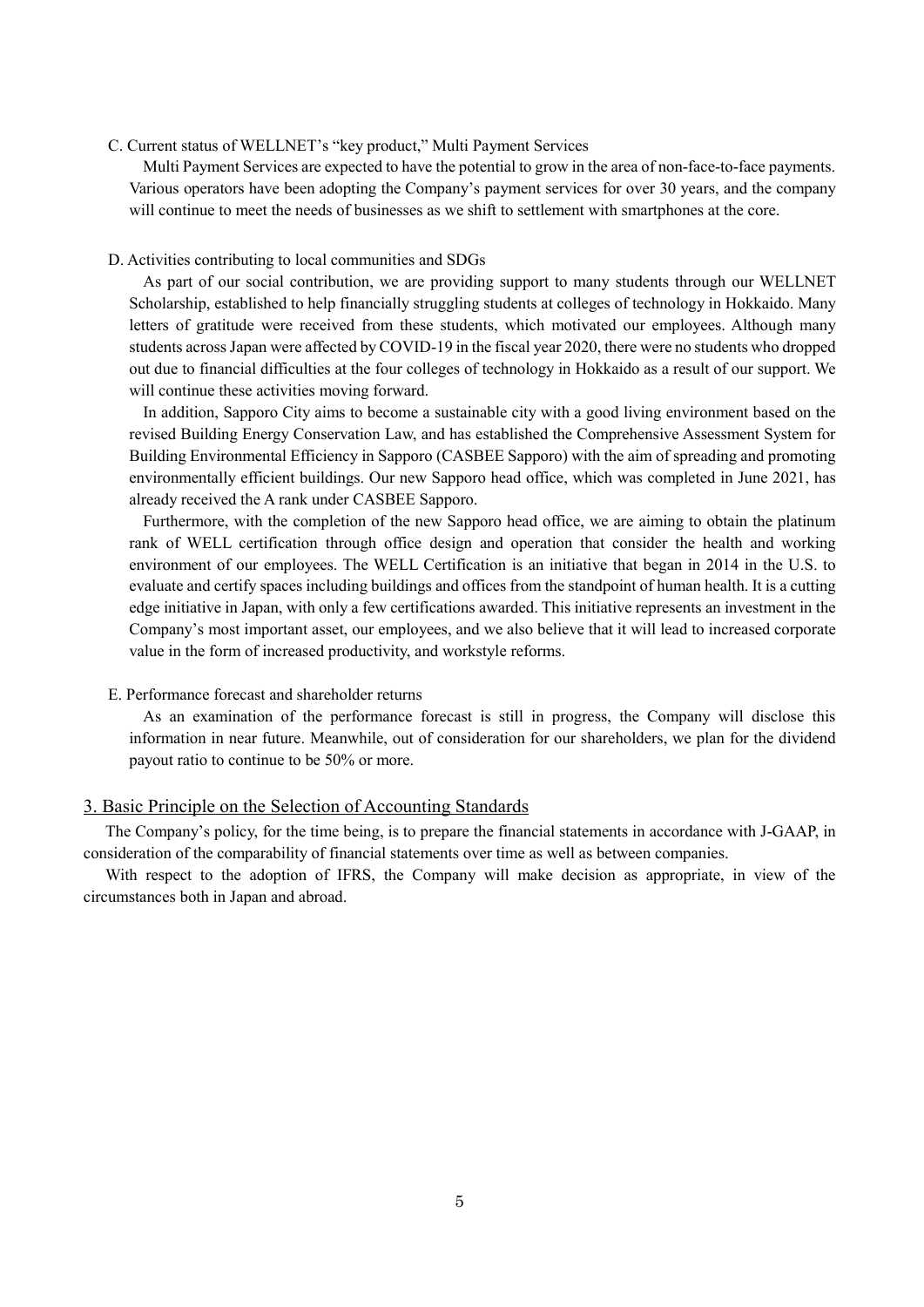C. Current status of WELLNET's "key product," Multi Payment Services

Multi Payment Services are expected to have the potential to grow in the area of non-face-to-face payments. Various operators have been adopting the Company's payment services for over 30 years, and the company will continue to meet the needs of businesses as we shift to settlement with smartphones at the core.

D. Activities contributing to local communities and SDGs

As part of our social contribution, we are providing support to many students through our WELLNET Scholarship, established to help financially struggling students at colleges of technology in Hokkaido. Many letters of gratitude were received from these students, which motivated our employees. Although many students across Japan were affected by COVID-19 in the fiscal year 2020, there were no students who dropped out due to financial difficulties at the four colleges of technology in Hokkaido as a result of our support. We will continue these activities moving forward.

In addition, Sapporo City aims to become a sustainable city with a good living environment based on the revised Building Energy Conservation Law, and has established the Comprehensive Assessment System for Building Environmental Efficiency in Sapporo (CASBEE Sapporo) with the aim of spreading and promoting environmentally efficient buildings. Our new Sapporo head office, which was completed in June 2021, has already received the A rank under CASBEE Sapporo.

Furthermore, with the completion of the new Sapporo head office, we are aiming to obtain the platinum rank of WELL certification through office design and operation that consider the health and working environment of our employees. The WELL Certification is an initiative that began in 2014 in the U.S. to evaluate and certify spaces including buildings and offices from the standpoint of human health. It is a cutting edge initiative in Japan, with only a few certifications awarded. This initiative represents an investment in the Company's most important asset, our employees, and we also believe that it will lead to increased corporate value in the form of increased productivity, and workstyle reforms.

E. Performance forecast and shareholder returns

As an examination of the performance forecast is still in progress, the Company will disclose this information in near future. Meanwhile, out of consideration for our shareholders, we plan for the dividend payout ratio to continue to be 50% or more.

## 3. Basic Principle on the Selection of Accounting Standards

The Company's policy, for the time being, is to prepare the financial statements in accordance with J-GAAP, in consideration of the comparability of financial statements over time as well as between companies.

With respect to the adoption of IFRS, the Company will make decision as appropriate, in view of the circumstances both in Japan and abroad.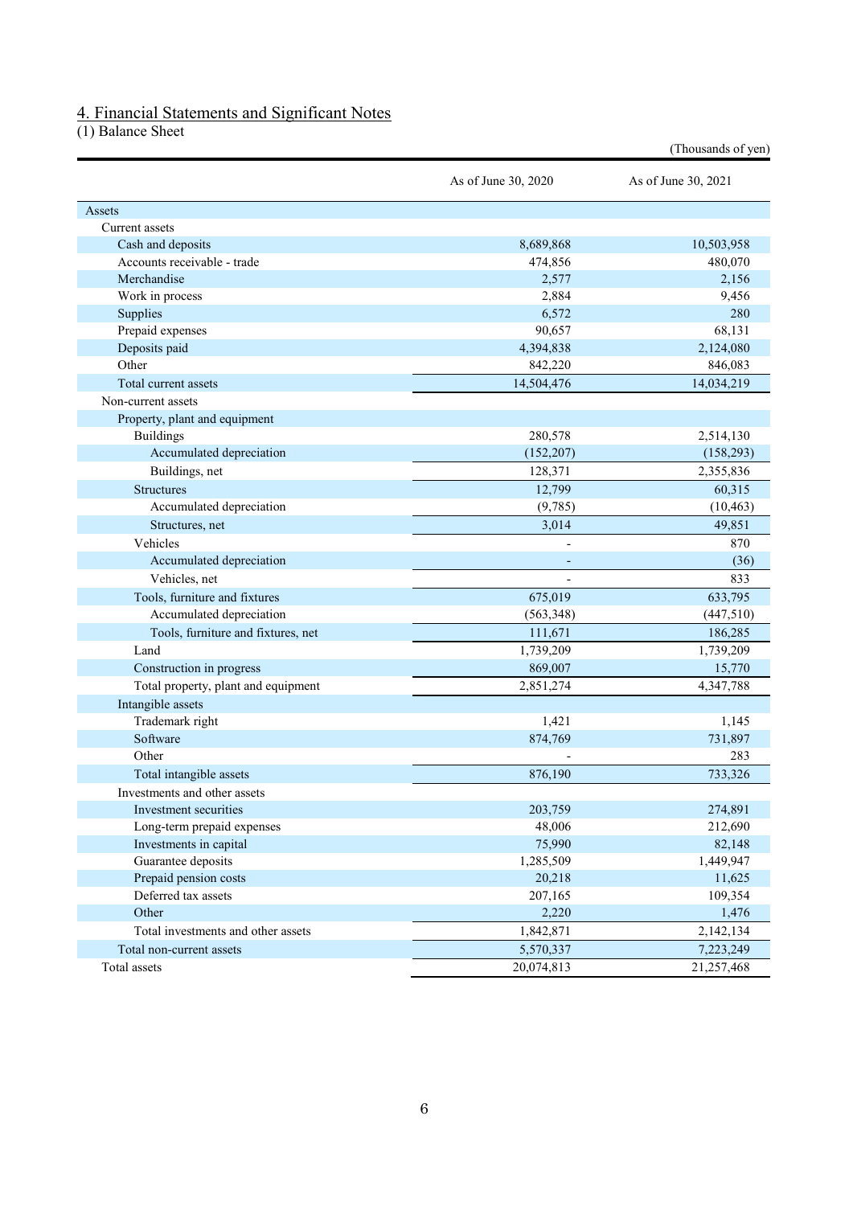## 4. Financial Statements and Significant Notes

### (1) Balance Sheet

(Thousands of yen)

| | As of June 30, 2020 | As of June 30, 2021 |
|---|---|---|
| Assets | | |
| Current assets | | |
| Cash and deposits | 8,689,868 | 10,503,958 |
| Accounts receivable - trade | 474,856 | 480,070 |
| Merchandise | 2,577 | 2,156 |
| Work in process | 2,884 | 9,456 |
| Supplies | 6,572 | 280 |
| Prepaid expenses | 90,657 | 68,131 |
| Deposits paid | 4,394,838 | 2,124,080 |
| Other | 842,220 | 846,083 |
| Total current assets | 14,504,476 | 14,034,219 |
| Non-current assets | | |
| Property, plant and equipment | | |
| Buildings | 280,578 | 2,514,130 |
| Accumulated depreciation | (152,207) | (158,293) |
| Buildings, net | 128,371 | 2,355,836 |
| Structures | 12,799 | 60,315 |
| Accumulated depreciation | (9,785) | (10,463) |
| Structures, net | 3,014 | 49,851 |
| Vehicles | - | 870 |
| Accumulated depreciation | - | (36) |
| Vehicles, net | - | 833 |
| Tools, furniture and fixtures | 675,019 | 633,795 |
| Accumulated depreciation | (563,348) | (447,510) |
| Tools, furniture and fixtures, net | 111,671 | 186,285 |
| Land | 1,739,209 | 1,739,209 |
| Construction in progress | 869,007 | 15,770 |
| Total property, plant and equipment | 2,851,274 | 4,347,788 |
| Intangible assets | | |
| Trademark right | 1,421 | 1,145 |
| Software | 874,769 | 731,897 |
| Other | - | 283 |
| Total intangible assets | 876,190 | 733,326 |
| Investments and other assets | | |
| Investment securities | 203,759 | 274,891 |
| Long-term prepaid expenses | 48,006 | 212,690 |
| Investments in capital | 75,990 | 82,148 |
| Guarantee deposits | 1,285,509 | 1,449,947 |
| Prepaid pension costs | 20,218 | 11,625 |
| Deferred tax assets | 207,165 | 109,354 |
| Other | 2,220 | 1,476 |
| Total investments and other assets | 1,842,871 | 2,142,134 |
| Total non-current assets | 5,570,337 | 7,223,249 |
| Total assets | 20,074,813 | 21,257,468 |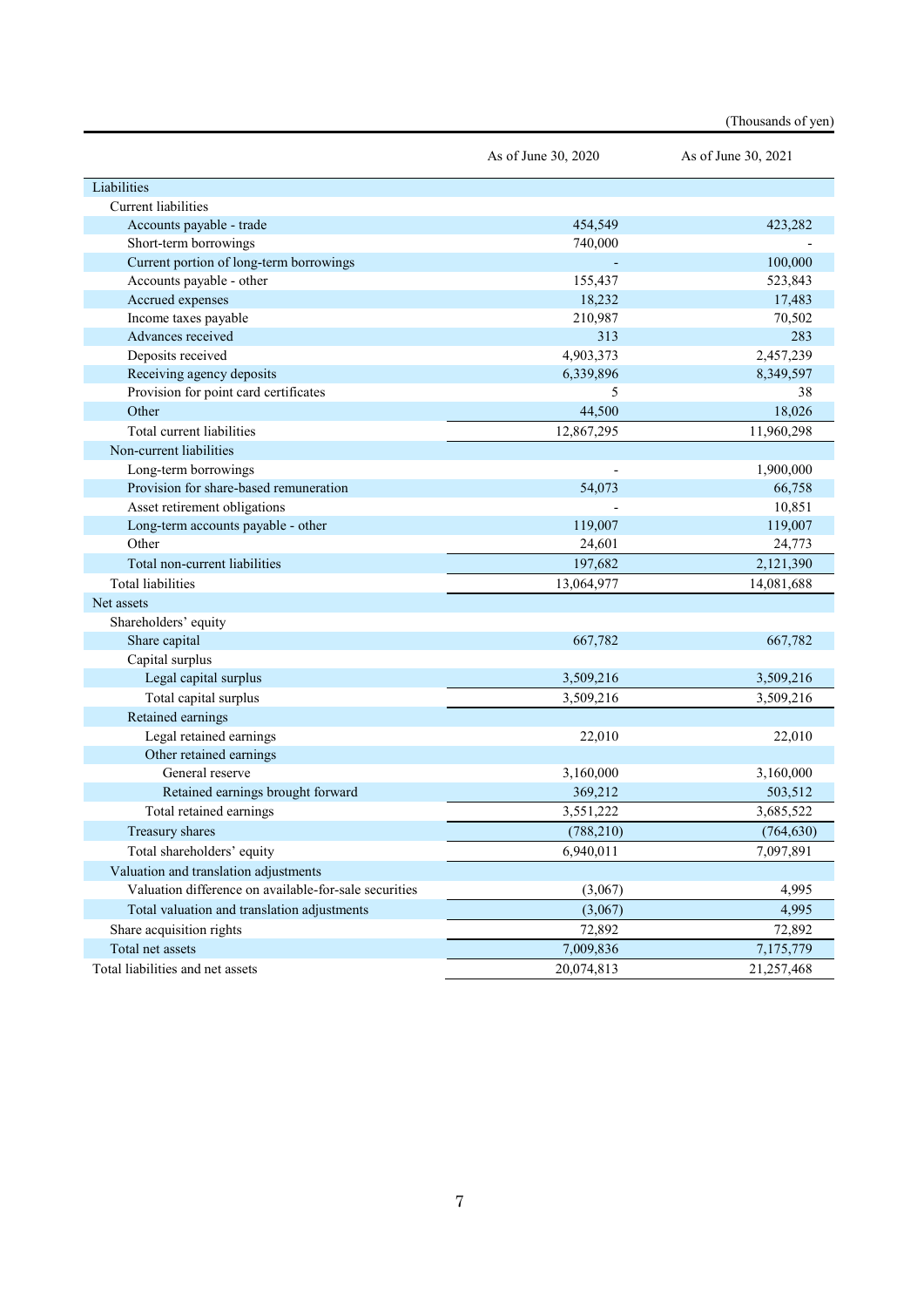(Thousands of yen)

| | As of June 30, 2020 | As of June 30, 2021 |
|---|---|---|
| Liabilities | | |
| Current liabilities | | |
| Accounts payable - trade | 454,549 | 423,282 |
| Short-term borrowings | 740,000 | - |
| Current portion of long-term borrowings | - | 100,000 |
| Accounts payable - other | 155,437 | 523,843 |
| Accrued expenses | 18,232 | 17,483 |
| Income taxes payable | 210,987 | 70,502 |
| Advances received | 313 | 283 |
| Deposits received | 4,903,373 | 2,457,239 |
| Receiving agency deposits | 6,339,896 | 8,349,597 |
| Provision for point card certificates | 5 | 38 |
| Other | 44,500 | 18,026 |
| Total current liabilities | 12,867,295 | 11,960,298 |
| Non-current liabilities | | |
| Long-term borrowings | - | 1,900,000 |
| Provision for share-based remuneration | 54,073 | 66,758 |
| Asset retirement obligations | - | 10,851 |
| Long-term accounts payable - other | 119,007 | 119,007 |
| Other | 24,601 | 24,773 |
| Total non-current liabilities | 197,682 | 2,121,390 |
| Total liabilities | 13,064,977 | 14,081,688 |
| Net assets | | |
| Shareholders' equity | | |
| Share capital | 667,782 | 667,782 |
| Capital surplus | | |
| Legal capital surplus | 3,509,216 | 3,509,216 |
| Total capital surplus | 3,509,216 | 3,509,216 |
| Retained earnings | | |
| Legal retained earnings | 22,010 | 22,010 |
| Other retained earnings | | |
| General reserve | 3,160,000 | 3,160,000 |
| Retained earnings brought forward | 369,212 | 503,512 |
| Total retained earnings | 3,551,222 | 3,685,522 |
| Treasury shares | (788,210) | (764,630) |
| Total shareholders' equity | 6,940,011 | 7,097,891 |
| Valuation and translation adjustments | | |
| Valuation difference on available-for-sale securities | (3,067) | 4,995 |
| Total valuation and translation adjustments | (3,067) | 4,995 |
| Share acquisition rights | 72,892 | 72,892 |
| Total net assets | 7,009,836 | 7,175,779 |
| Total liabilities and net assets | 20,074,813 | 21,257,468 |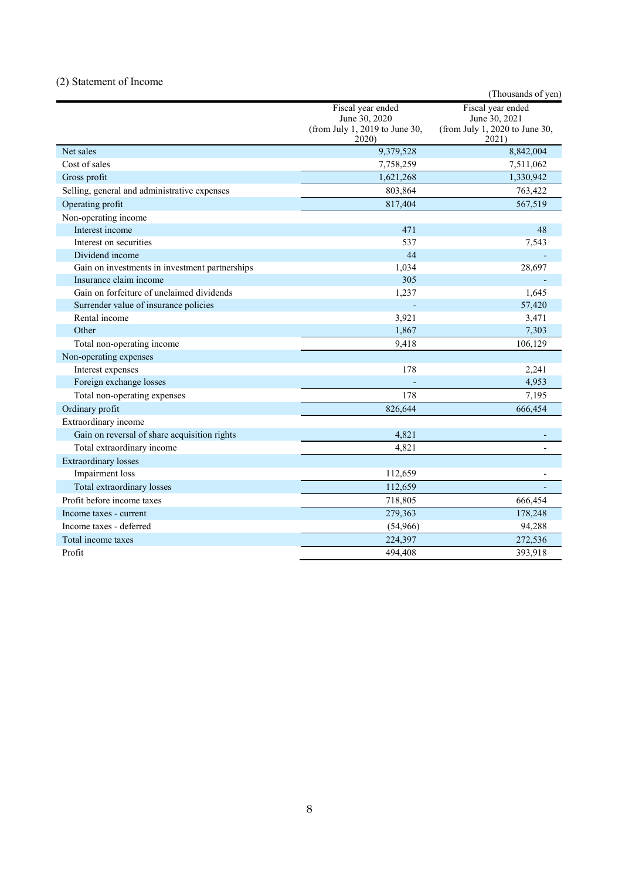## (2) Statement of Income

(Thousands of yen)

| | Fiscal year ended June 30, 2020 (from July 1, 2019 to June 30, 2020) | Fiscal year ended June 30, 2021 (from July 1, 2020 to June 30, 2021) |
|---|---|---|
| Net sales | 9,379,528 | 8,842,004 |
| Cost of sales | 7,758,259 | 7,511,062 |
| Gross profit | 1,621,268 | 1,330,942 |
| Selling, general and administrative expenses | 803,864 | 763,422 |
| Operating profit | 817,404 | 567,519 |
| Non-operating income | | |
| Interest income | 471 | 48 |
| Interest on securities | 537 | 7,543 |
| Dividend income | 44 | - |
| Gain on investments in investment partnerships | 1,034 | 28,697 |
| Insurance claim income | 305 | - |
| Gain on forfeiture of unclaimed dividends | 1,237 | 1,645 |
| Surrender value of insurance policies | - | 57,420 |
| Rental income | 3,921 | 3,471 |
| Other | 1,867 | 7,303 |
| Total non-operating income | 9,418 | 106,129 |
| Non-operating expenses | | |
| Interest expenses | 178 | 2,241 |
| Foreign exchange losses | - | 4,953 |
| Total non-operating expenses | 178 | 7,195 |
| Ordinary profit | 826,644 | 666,454 |
| Extraordinary income | | |
| Gain on reversal of share acquisition rights | 4,821 | - |
| Total extraordinary income | 4,821 | - |
| Extraordinary losses | | |
| Impairment loss | 112,659 | - |
| Total extraordinary losses | 112,659 | - |
| Profit before income taxes | 718,805 | 666,454 |
| Income taxes - current | 279,363 | 178,248 |
| Income taxes - deferred | (54,966) | 94,288 |
| Total income taxes | 224,397 | 272,536 |
| Profit | 494,408 | 393,918 |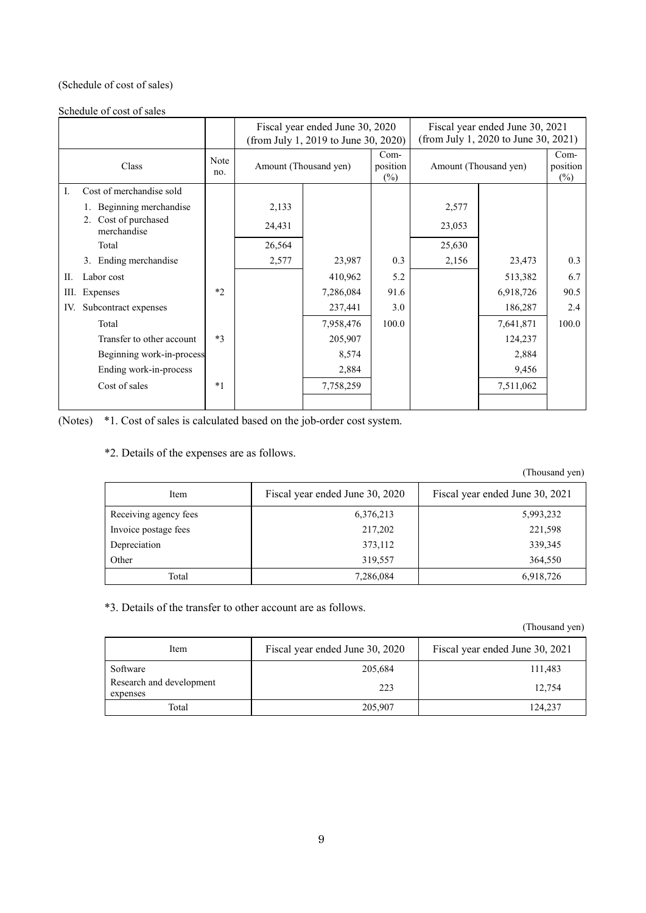(Schedule of cost of sales)

Schedule of cost of sales

| Class | Note no. | Fiscal year ended June 30, 2020 (from July 1, 2019 to June 30, 2020) | | | Fiscal year ended June 30, 2021 (from July 1, 2020 to June 30, 2021) | | |
|---|---|---|---|---|---|---|---|
| | | Amount (Thousand yen) | | Com-position (%) | Amount (Thousand yen) | | Com-position (%) |
| I. Cost of merchandise sold | | | | | | | |
| 1. Beginning merchandise | | 2,133 | | | 2,577 | | |
| 2. Cost of purchased merchandise | | 24,431 | | | 23,053 | | |
| Total | | 26,564 | | | 25,630 | | |
| 3. Ending merchandise | | 2,577 | 23,987 | 0.3 | 2,156 | 23,473 | 0.3 |
| II. Labor cost | | | 410,962 | 5.2 | | 513,382 | 6.7 |
| III. Expenses | *2 | | 7,286,084 | 91.6 | | 6,918,726 | 90.5 |
| IV. Subcontract expenses | | | 237,441 | 3.0 | | 186,287 | 2.4 |
| Total | | | 7,958,476 | 100.0 | | 7,641,871 | 100.0 |
| Transfer to other account | *3 | | 205,907 | | | 124,237 | |
| Beginning work-in-process | | | 8,574 | | | 2,884 | |
| Ending work-in-process | | | 2,884 | | | 9,456 | |
| Cost of sales | *1 | | 7,758,259 | | | 7,511,062 | |

(Notes) *1. Cost of sales is calculated based on the job-order cost system.

*2. Details of the expenses are as follows.

(Thousand yen)

| Item | Fiscal year ended June 30, 2020 | Fiscal year ended June 30, 2021 |
|---|---|---|
| Receiving agency fees | 6,376,213 | 5,993,232 |
| Invoice postage fees | 217,202 | 221,598 |
| Depreciation | 373,112 | 339,345 |
| Other | 319,557 | 364,550 |
| Total | 7,286,084 | 6,918,726 |

*3. Details of the transfer to other account are as follows.

(Thousand yen)

| Item | Fiscal year ended June 30, 2020 | Fiscal year ended June 30, 2021 |
|---|---|---|
| Software | 205,684 | 111,483 |
| Research and development expenses | 223 | 12,754 |
| Total | 205,907 | 124,237 |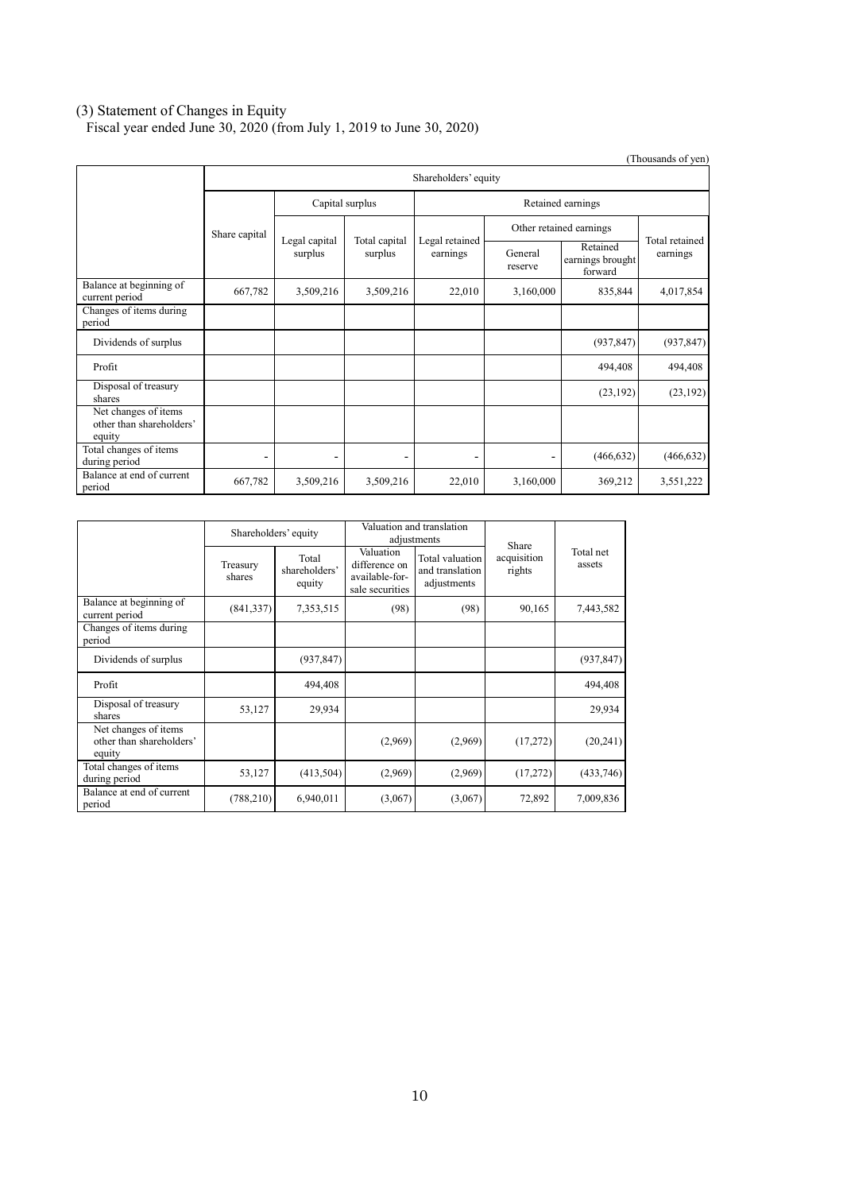## (3) Statement of Changes in Equity

Fiscal year ended June 30, 2020 (from July 1, 2019 to June 30, 2020)

(Thousands of yen)

| | Shareholders' equity | | | | | | |
|---|---|---|---|---|---|---|---|
| | Share capital | Capital surplus | | Retained earnings | | | |
| | | Legal capital surplus | Total capital surplus | Legal retained earnings | Other retained earnings | | Total retained earnings |
| | | | | | General reserve | Retained earnings brought forward | |
| Balance at beginning of current period | 667,782 | 3,509,216 | 3,509,216 | 22,010 | 3,160,000 | 835,844 | 4,017,854 |
| Changes of items during period | | | | | | | |
| Dividends of surplus | | | | | | (937,847) | (937,847) |
| Profit | | | | | | 494,408 | 494,408 |
| Disposal of treasury shares | | | | | | (23,192) | (23,192) |
| Net changes of items other than shareholders' equity | | | | | | | |
| Total changes of items during period | - | - | - | - | - | (466,632) | (466,632) |
| Balance at end of current period | 667,782 | 3,509,216 | 3,509,216 | 22,010 | 3,160,000 | 369,212 | 3,551,222 |

| | Shareholders' equity | | Valuation and translation adjustments | | Share acquisition rights | Total net assets |
|---|---|---|---|---|---|---|
| | Treasury shares | Total shareholders' equity | Valuation difference on available-for-sale securities | Total valuation and translation adjustments | | |
| Balance at beginning of current period | (841,337) | 7,353,515 | (98) | (98) | 90,165 | 7,443,582 |
| Changes of items during period | | | | | | |
| Dividends of surplus | | (937,847) | | | | (937,847) |
| Profit | | 494,408 | | | | 494,408 |
| Disposal of treasury shares | 53,127 | 29,934 | | | | 29,934 |
| Net changes of items other than shareholders' equity | | | (2,969) | (2,969) | (17,272) | (20,241) |
| Total changes of items during period | 53,127 | (413,504) | (2,969) | (2,969) | (17,272) | (433,746) |
| Balance at end of current period | (788,210) | 6,940,011 | (3,067) | (3,067) | 72,892 | 7,009,836 |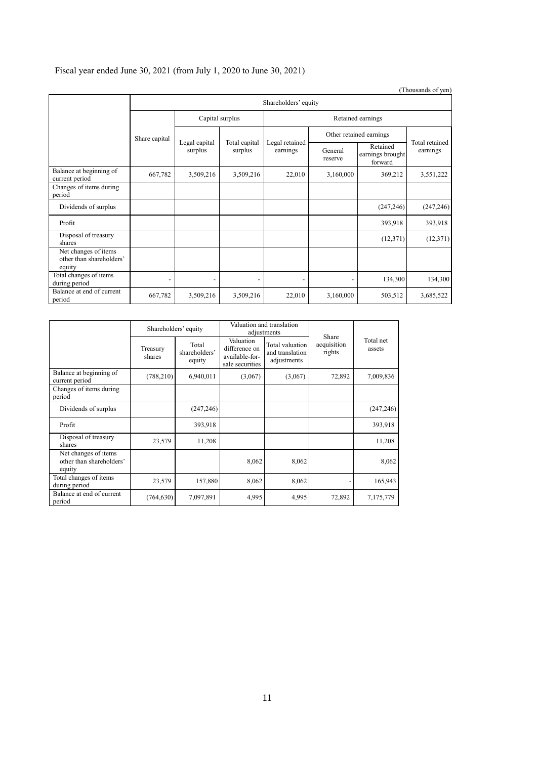Fiscal year ended June 30, 2021 (from July 1, 2020 to June 30, 2021)

(Thousands of yen)

| | Shareholders' equity | | | | | | |
|---|---|---|---|---|---|---|---|
| | Share capital | Capital surplus | | Retained earnings | | | |
| | | Legal capital surplus | Total capital surplus | Legal retained earnings | Other retained earnings | | Total retained earnings |
| | | | | | General reserve | Retained earnings brought forward | |
| Balance at beginning of current period | 667,782 | 3,509,216 | 3,509,216 | 22,010 | 3,160,000 | 369,212 | 3,551,222 |
| Changes of items during period | | | | | | | |
| Dividends of surplus | | | | | | (247,246) | (247,246) |
| Profit | | | | | | 393,918 | 393,918 |
| Disposal of treasury shares | | | | | | (12,371) | (12,371) |
| Net changes of items other than shareholders' equity | | | | | | | |
| Total changes of items during period | - | - | - | - | - | 134,300 | 134,300 |
| Balance at end of current period | 667,782 | 3,509,216 | 3,509,216 | 22,010 | 3,160,000 | 503,512 | 3,685,522 |

| | Shareholders' equity | | Valuation and translation adjustments | | Share acquisition rights | Total net assets |
|---|---|---|---|---|---|---|
| | Treasury shares | Total shareholders' equity | Valuation difference on available-for-sale securities | Total valuation and translation adjustments | | |
| Balance at beginning of current period | (788,210) | 6,940,011 | (3,067) | (3,067) | 72,892 | 7,009,836 |
| Changes of items during period | | | | | | |
| Dividends of surplus | | (247,246) | | | | (247,246) |
| Profit | | 393,918 | | | | 393,918 |
| Disposal of treasury shares | 23,579 | 11,208 | | | | 11,208 |
| Net changes of items other than shareholders' equity | | | 8,062 | 8,062 | | 8,062 |
| Total changes of items during period | 23,579 | 157,880 | 8,062 | 8,062 | - | 165,943 |
| Balance at end of current period | (764,630) | 7,097,891 | 4,995 | 4,995 | 72,892 | 7,175,779 |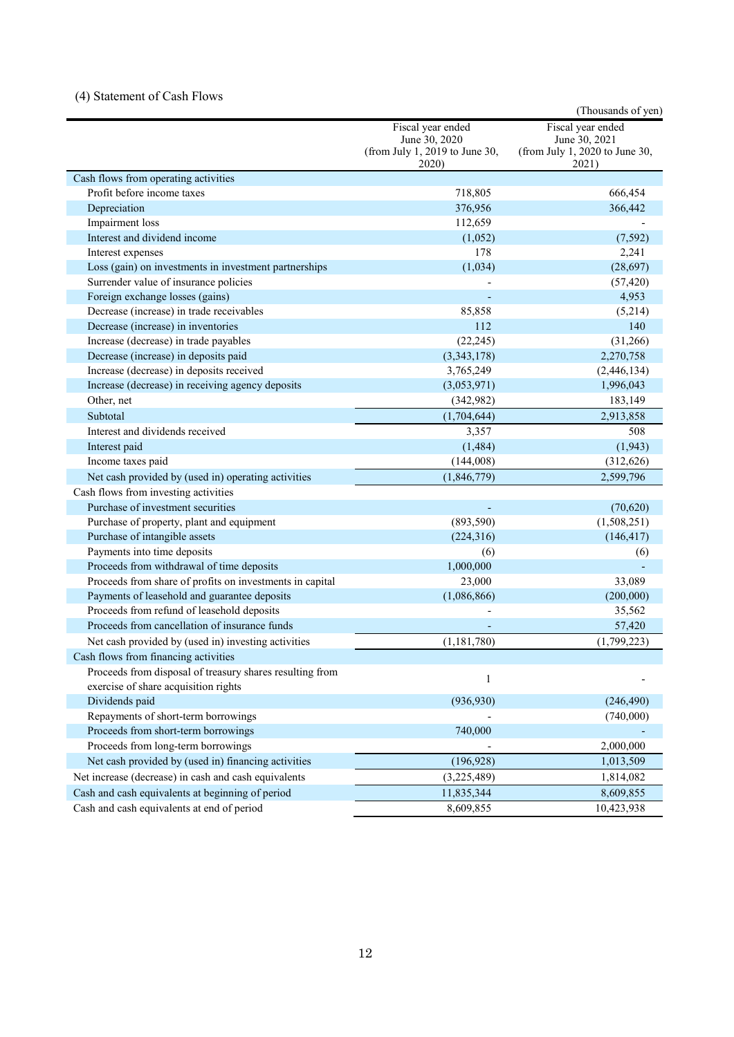## (4) Statement of Cash Flows

(Thousands of yen)

| | Fiscal year ended June 30, 2020 (from July 1, 2019 to June 30, 2020) | Fiscal year ended June 30, 2021 (from July 1, 2020 to June 30, 2021) |
|---|---|---|
| Cash flows from operating activities | | |
| Profit before income taxes | 718,805 | 666,454 |
| Depreciation | 376,956 | 366,442 |
| Impairment loss | 112,659 | - |
| Interest and dividend income | (1,052) | (7,592) |
| Interest expenses | 178 | 2,241 |
| Loss (gain) on investments in investment partnerships | (1,034) | (28,697) |
| Surrender value of insurance policies | - | (57,420) |
| Foreign exchange losses (gains) | - | 4,953 |
| Decrease (increase) in trade receivables | 85,858 | (5,214) |
| Decrease (increase) in inventories | 112 | 140 |
| Increase (decrease) in trade payables | (22,245) | (31,266) |
| Decrease (increase) in deposits paid | (3,343,178) | 2,270,758 |
| Increase (decrease) in deposits received | 3,765,249 | (2,446,134) |
| Increase (decrease) in receiving agency deposits | (3,053,971) | 1,996,043 |
| Other, net | (342,982) | 183,149 |
| Subtotal | (1,704,644) | 2,913,858 |
| Interest and dividends received | 3,357 | 508 |
| Interest paid | (1,484) | (1,943) |
| Income taxes paid | (144,008) | (312,626) |
| Net cash provided by (used in) operating activities | (1,846,779) | 2,599,796 |
| Cash flows from investing activities | | |
| Purchase of investment securities | - | (70,620) |
| Purchase of property, plant and equipment | (893,590) | (1,508,251) |
| Purchase of intangible assets | (224,316) | (146,417) |
| Payments into time deposits | (6) | (6) |
| Proceeds from withdrawal of time deposits | 1,000,000 | - |
| Proceeds from share of profits on investments in capital | 23,000 | 33,089 |
| Payments of leasehold and guarantee deposits | (1,086,866) | (200,000) |
| Proceeds from refund of leasehold deposits | - | 35,562 |
| Proceeds from cancellation of insurance funds | - | 57,420 |
| Net cash provided by (used in) investing activities | (1,181,780) | (1,799,223) |
| Cash flows from financing activities | | |
| Proceeds from disposal of treasury shares resulting from exercise of share acquisition rights | 1 | - |
| Dividends paid | (936,930) | (246,490) |
| Repayments of short-term borrowings | - | (740,000) |
| Proceeds from short-term borrowings | 740,000 | - |
| Proceeds from long-term borrowings | - | 2,000,000 |
| Net cash provided by (used in) financing activities | (196,928) | 1,013,509 |
| Net increase (decrease) in cash and cash equivalents | (3,225,489) | 1,814,082 |
| Cash and cash equivalents at beginning of period | 11,835,344 | 8,609,855 |
| Cash and cash equivalents at end of period | 8,609,855 | 10,423,938 |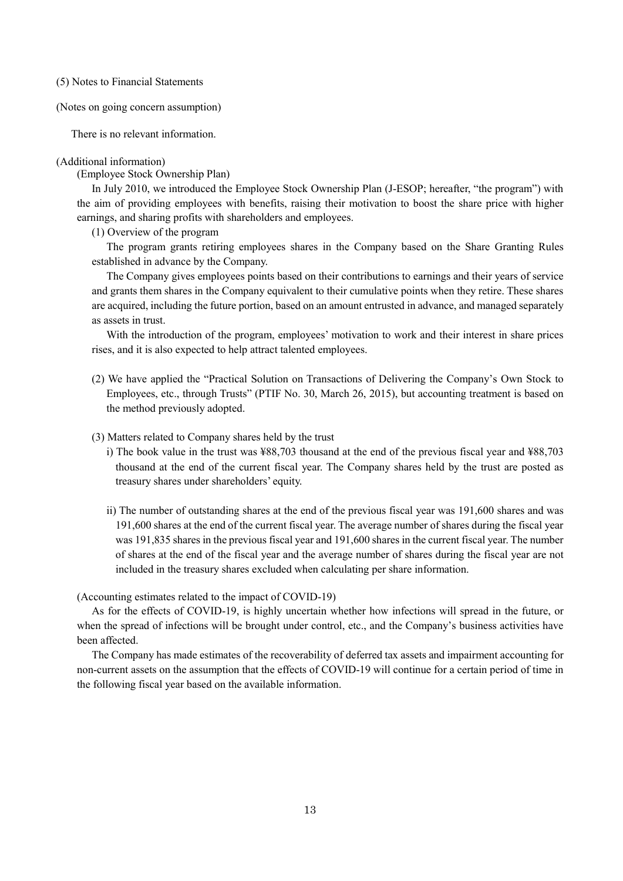### (5) Notes to Financial Statements

(Notes on going concern assumption)

There is no relevant information.

(Additional information)

(Employee Stock Ownership Plan)

In July 2010, we introduced the Employee Stock Ownership Plan (J-ESOP; hereafter, "the program") with the aim of providing employees with benefits, raising their motivation to boost the share price with higher earnings, and sharing profits with shareholders and employees.

(1) Overview of the program

The program grants retiring employees shares in the Company based on the Share Granting Rules established in advance by the Company.

The Company gives employees points based on their contributions to earnings and their years of service and grants them shares in the Company equivalent to their cumulative points when they retire. These shares are acquired, including the future portion, based on an amount entrusted in advance, and managed separately as assets in trust.

With the introduction of the program, employees' motivation to work and their interest in share prices rises, and it is also expected to help attract talented employees.

(2) We have applied the "Practical Solution on Transactions of Delivering the Company's Own Stock to Employees, etc., through Trusts" (PTIF No. 30, March 26, 2015), but accounting treatment is based on the method previously adopted.

(3) Matters related to Company shares held by the trust

i) The book value in the trust was ¥88,703 thousand at the end of the previous fiscal year and ¥88,703 thousand at the end of the current fiscal year. The Company shares held by the trust are posted as treasury shares under shareholders' equity.

ii) The number of outstanding shares at the end of the previous fiscal year was 191,600 shares and was 191,600 shares at the end of the current fiscal year. The average number of shares during the fiscal year was 191,835 shares in the previous fiscal year and 191,600 shares in the current fiscal year. The number of shares at the end of the fiscal year and the average number of shares during the fiscal year are not included in the treasury shares excluded when calculating per share information.

(Accounting estimates related to the impact of COVID-19)

As for the effects of COVID-19, is highly uncertain whether how infections will spread in the future, or when the spread of infections will be brought under control, etc., and the Company's business activities have been affected.

The Company has made estimates of the recoverability of deferred tax assets and impairment accounting for non-current assets on the assumption that the effects of COVID-19 will continue for a certain period of time in the following fiscal year based on the available information.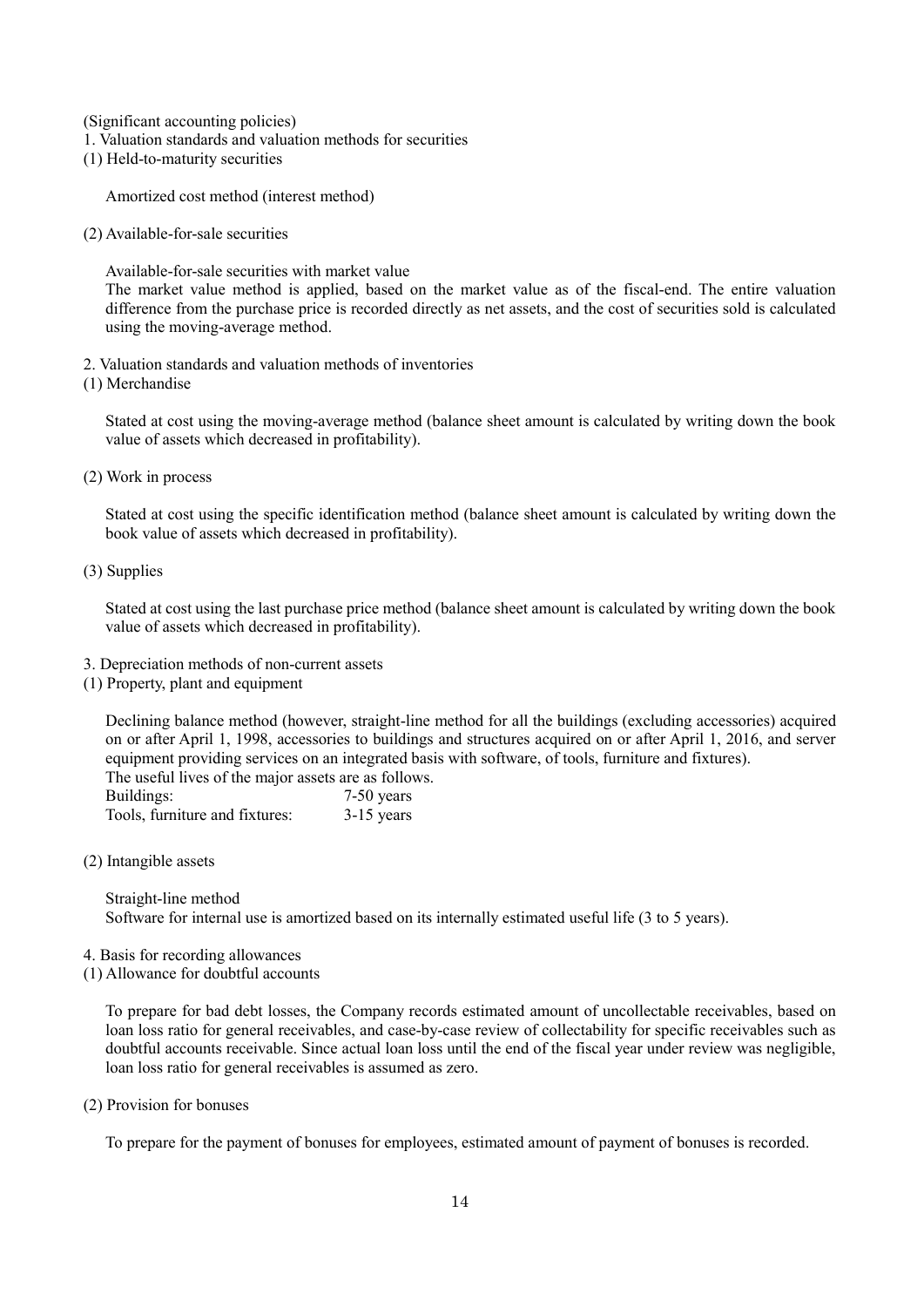(Significant accounting policies)

1. Valuation standards and valuation methods for securities

(1) Held-to-maturity securities

Amortized cost method (interest method)

(2) Available-for-sale securities

Available-for-sale securities with market value

The market value method is applied, based on the market value as of the fiscal-end. The entire valuation difference from the purchase price is recorded directly as net assets, and the cost of securities sold is calculated using the moving-average method.

2. Valuation standards and valuation methods of inventories

(1) Merchandise

Stated at cost using the moving-average method (balance sheet amount is calculated by writing down the book value of assets which decreased in profitability).

(2) Work in process

Stated at cost using the specific identification method (balance sheet amount is calculated by writing down the book value of assets which decreased in profitability).

(3) Supplies

Stated at cost using the last purchase price method (balance sheet amount is calculated by writing down the book value of assets which decreased in profitability).

3. Depreciation methods of non-current assets

(1) Property, plant and equipment

Declining balance method (however, straight-line method for all the buildings (excluding accessories) acquired on or after April 1, 1998, accessories to buildings and structures acquired on or after April 1, 2016, and server equipment providing services on an integrated basis with software, of tools, furniture and fixtures).

The useful lives of the major assets are as follows.

| | |
|---|---|
| Buildings: | 7-50 years |
| Tools, furniture and fixtures: | 3-15 years |

(2) Intangible assets

Straight-line method

Software for internal use is amortized based on its internally estimated useful life (3 to 5 years).

4. Basis for recording allowances

(1) Allowance for doubtful accounts

To prepare for bad debt losses, the Company records estimated amount of uncollectable receivables, based on loan loss ratio for general receivables, and case-by-case review of collectability for specific receivables such as doubtful accounts receivable. Since actual loan loss until the end of the fiscal year under review was negligible, loan loss ratio for general receivables is assumed as zero.

(2) Provision for bonuses

To prepare for the payment of bonuses for employees, estimated amount of payment of bonuses is recorded.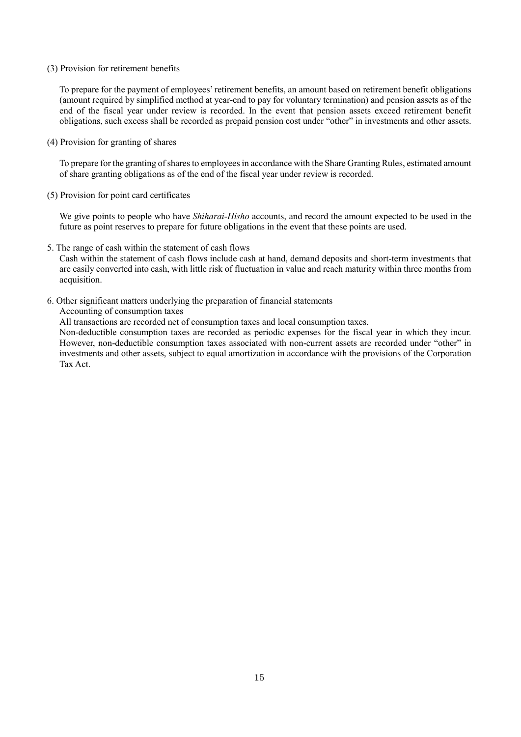(3) Provision for retirement benefits

To prepare for the payment of employees' retirement benefits, an amount based on retirement benefit obligations (amount required by simplified method at year-end to pay for voluntary termination) and pension assets as of the end of the fiscal year under review is recorded. In the event that pension assets exceed retirement benefit obligations, such excess shall be recorded as prepaid pension cost under "other" in investments and other assets.

(4) Provision for granting of shares

To prepare for the granting of shares to employees in accordance with the Share Granting Rules, estimated amount of share granting obligations as of the end of the fiscal year under review is recorded.

(5) Provision for point card certificates

We give points to people who have *Shiharai-Hisho* accounts, and record the amount expected to be used in the future as point reserves to prepare for future obligations in the event that these points are used.

5. The range of cash within the statement of cash flows

Cash within the statement of cash flows include cash at hand, demand deposits and short-term investments that are easily converted into cash, with little risk of fluctuation in value and reach maturity within three months from acquisition.

6. Other significant matters underlying the preparation of financial statements

Accounting of consumption taxes

All transactions are recorded net of consumption taxes and local consumption taxes.

Non-deductible consumption taxes are recorded as periodic expenses for the fiscal year in which they incur. However, non-deductible consumption taxes associated with non-current assets are recorded under "other" in investments and other assets, subject to equal amortization in accordance with the provisions of the Corporation Tax Act.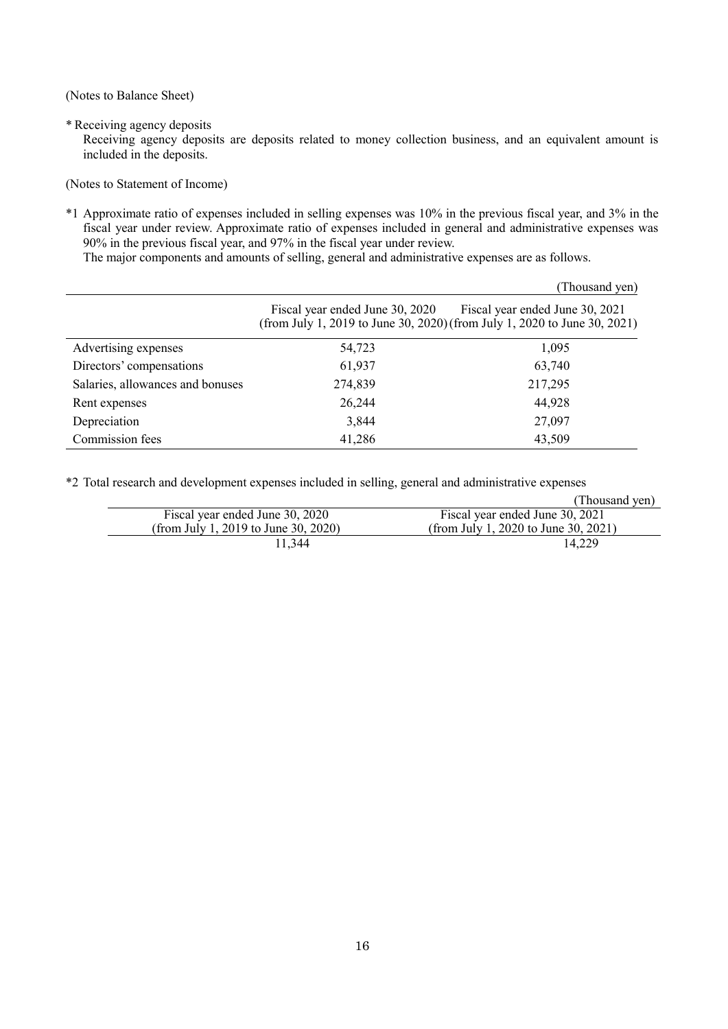(Notes to Balance Sheet)

\* Receiving agency deposits

Receiving agency deposits are deposits related to money collection business, and an equivalent amount is included in the deposits.

(Notes to Statement of Income)

\*1 Approximate ratio of expenses included in selling expenses was 10% in the previous fiscal year, and 3% in the fiscal year under review. Approximate ratio of expenses included in general and administrative expenses was 90% in the previous fiscal year, and 97% in the fiscal year under review.

The major components and amounts of selling, general and administrative expenses are as follows.

(Thousand yen)

| | Fiscal year ended June 30, 2020 (from July 1, 2019 to June 30, 2020) | Fiscal year ended June 30, 2021 (from July 1, 2020 to June 30, 2021) |
|---|---|---|
| Advertising expenses | 54,723 | 1,095 |
| Directors' compensations | 61,937 | 63,740 |
| Salaries, allowances and bonuses | 274,839 | 217,295 |
| Rent expenses | 26,244 | 44,928 |
| Depreciation | 3,844 | 27,097 |
| Commission fees | 41,286 | 43,509 |

\*2 Total research and development expenses included in selling, general and administrative expenses

(Thousand yen)

| Fiscal year ended June 30, 2020 (from July 1, 2019 to June 30, 2020) | Fiscal year ended June 30, 2021 (from July 1, 2020 to June 30, 2021) |
|---|---|
| 11,344 | 14,229 |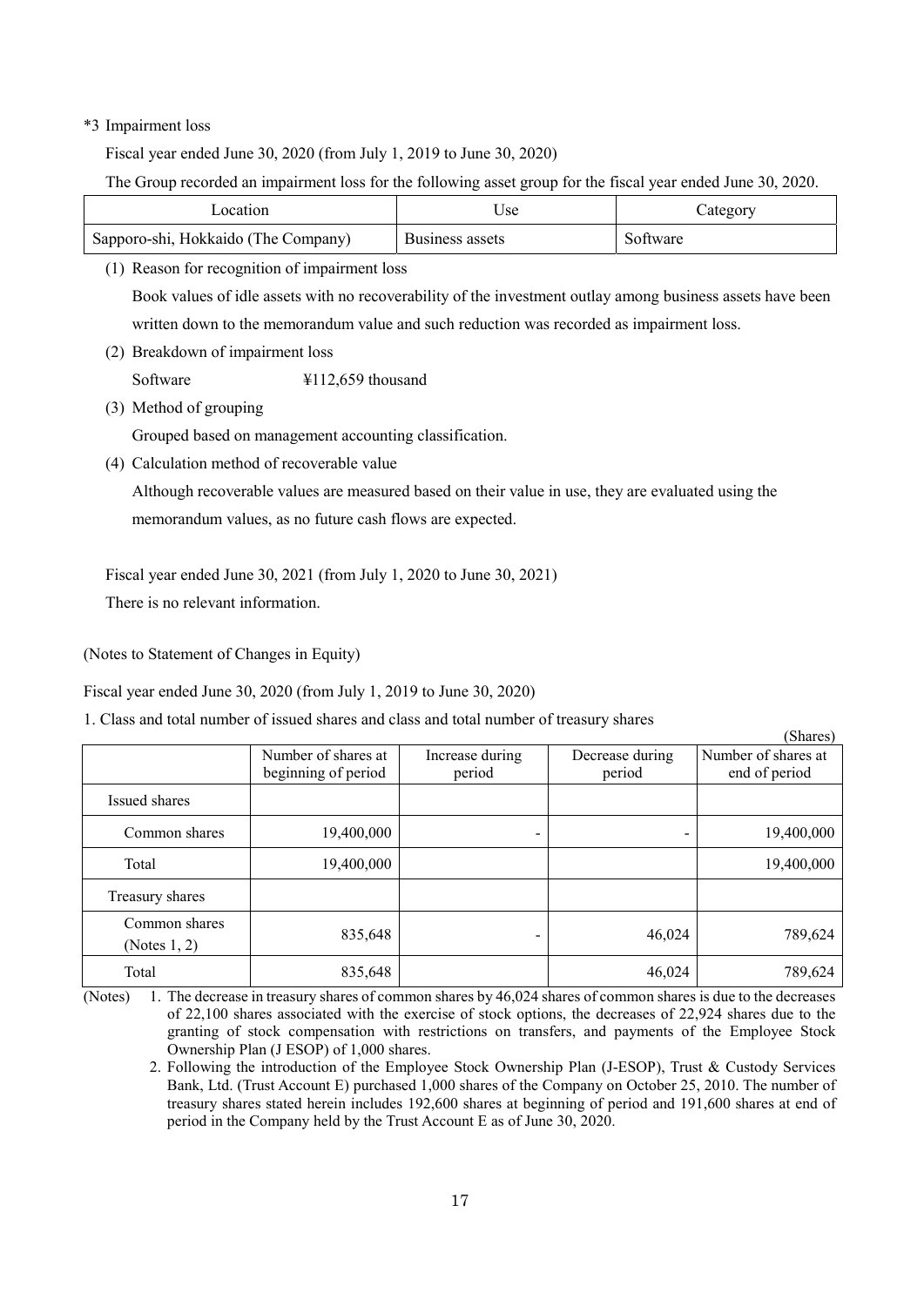*3 Impairment loss

Fiscal year ended June 30, 2020 (from July 1, 2019 to June 30, 2020)

The Group recorded an impairment loss for the following asset group for the fiscal year ended June 30, 2020.

| Location | Use | Category |
|---|---|---|
| Sapporo-shi, Hokkaido (The Company) | Business assets | Software |

(1) Reason for recognition of impairment loss

Book values of idle assets with no recoverability of the investment outlay among business assets have been written down to the memorandum value and such reduction was recorded as impairment loss.

(2) Breakdown of impairment loss

Software ¥112,659 thousand

(3) Method of grouping

Grouped based on management accounting classification.

(4) Calculation method of recoverable value

Although recoverable values are measured based on their value in use, they are evaluated using the memorandum values, as no future cash flows are expected.

Fiscal year ended June 30, 2021 (from July 1, 2020 to June 30, 2021)

There is no relevant information.

(Notes to Statement of Changes in Equity)

Fiscal year ended June 30, 2020 (from July 1, 2019 to June 30, 2020)

1. Class and total number of issued shares and class and total number of treasury shares

(Shares)

| | Number of shares at beginning of period | Increase during period | Decrease during period | Number of shares at end of period |
|---|---|---|---|---|
| Issued shares | | | | |
| Common shares | 19,400,000 | - | - | 19,400,000 |
| Total | 19,400,000 | | | 19,400,000 |
| Treasury shares | | | | |
| Common shares (Notes 1, 2) | 835,648 | - | 46,024 | 789,624 |
| Total | 835,648 | | 46,024 | 789,624 |

(Notes) 1. The decrease in treasury shares of common shares by 46,024 shares of common shares is due to the decreases of 22,100 shares associated with the exercise of stock options, the decreases of 22,924 shares due to the granting of stock compensation with restrictions on transfers, and payments of the Employee Stock Ownership Plan (J ESOP) of 1,000 shares.

2. Following the introduction of the Employee Stock Ownership Plan (J-ESOP), Trust & Custody Services Bank, Ltd. (Trust Account E) purchased 1,000 shares of the Company on October 25, 2010. The number of treasury shares stated herein includes 192,600 shares at beginning of period and 191,600 shares at end of period in the Company held by the Trust Account E as of June 30, 2020.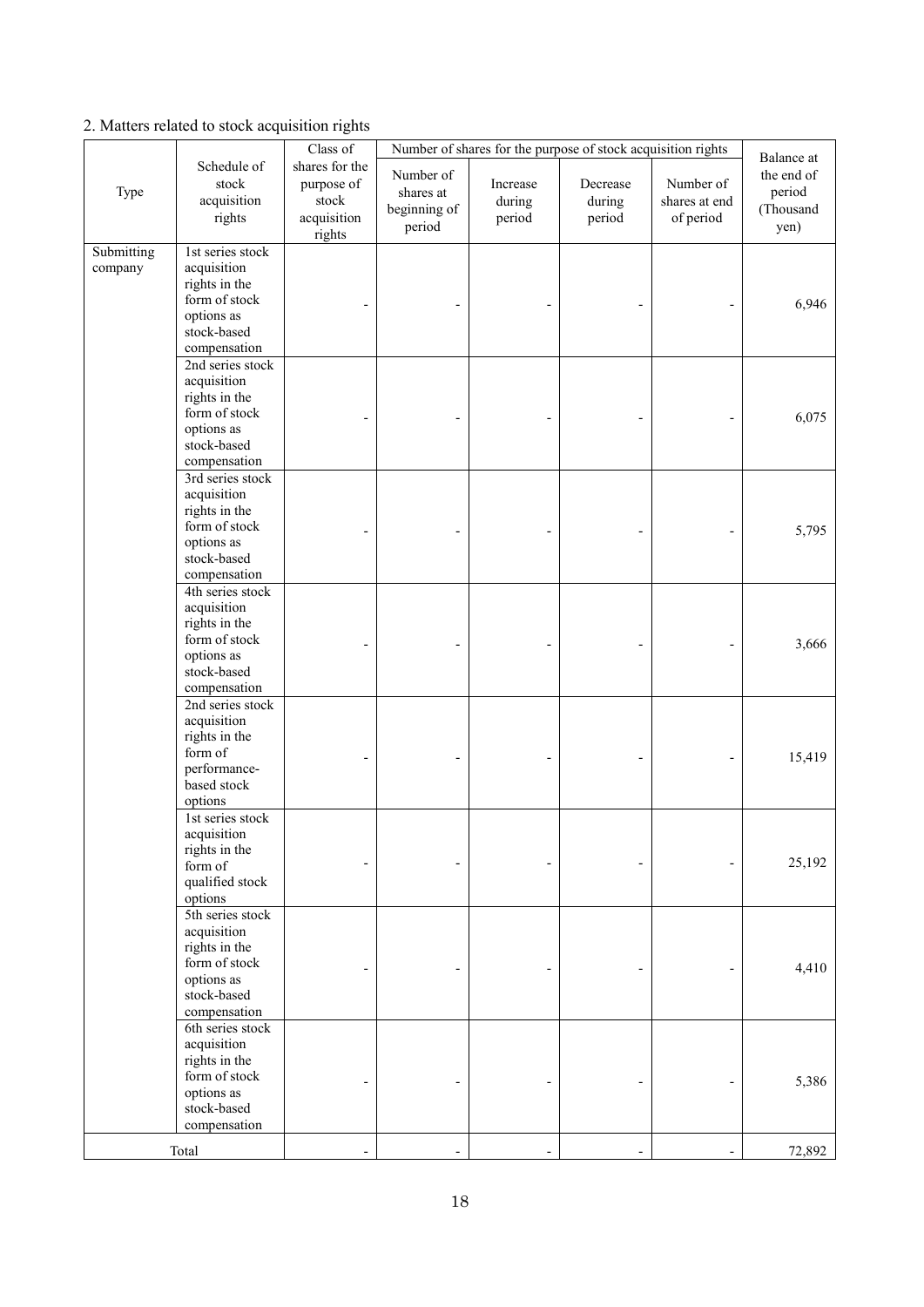## 2. Matters related to stock acquisition rights

| Type | Schedule of stock acquisition rights | Class of shares for the purpose of stock acquisition rights | Number of shares for the purpose of stock acquisition rights | | | | Balance at the end of period (Thousand yen) |
|---|---|---|---|---|---|---|---|
| | | | Number of shares at beginning of period | Increase during period | Decrease during period | Number of shares at end of period | |
| Submitting company | 1st series stock acquisition rights in the form of stock options as stock-based compensation | - | - | - | - | - | 6,946 |
| | 2nd series stock acquisition rights in the form of stock options as stock-based compensation | - | - | - | - | - | 6,075 |
| | 3rd series stock acquisition rights in the form of stock options as stock-based compensation | - | - | - | - | - | 5,795 |
| | 4th series stock acquisition rights in the form of stock options as stock-based compensation | - | - | - | - | - | 3,666 |
| | 2nd series stock acquisition rights in the form of performance-based stock options | - | - | - | - | - | 15,419 |
| | 1st series stock acquisition rights in the form of qualified stock options | - | - | - | - | - | 25,192 |
| | 5th series stock acquisition rights in the form of stock options as stock-based compensation | - | - | - | - | - | 4,410 |
| | 6th series stock acquisition rights in the form of stock options as stock-based compensation | - | - | - | - | - | 5,386 |
| Total | | - | - | - | - | - | 72,892 |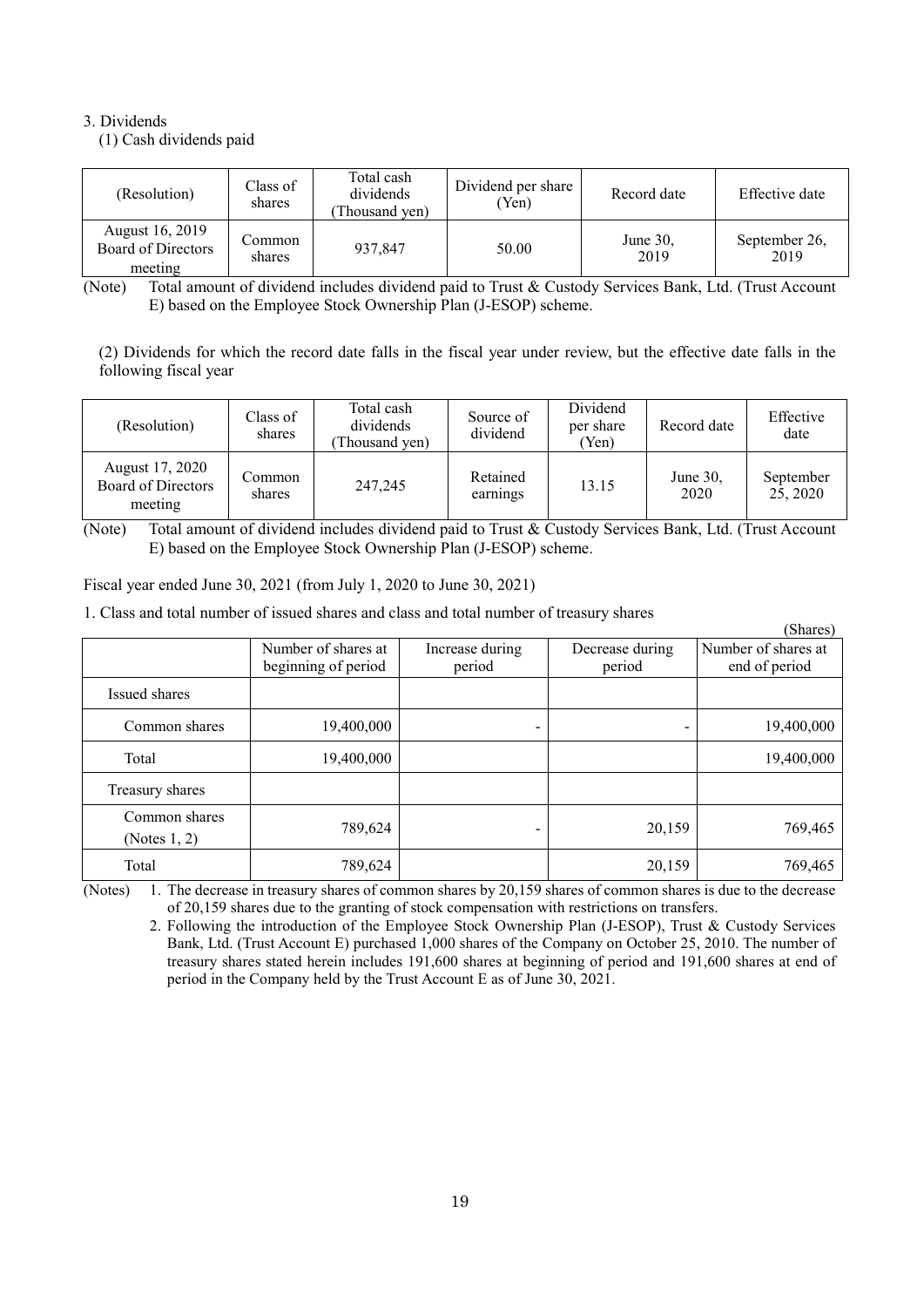3. Dividends

(1) Cash dividends paid

| (Resolution) | Class of shares | Total cash dividends (Thousand yen) | Dividend per share (Yen) | Record date | Effective date |
|---|---|---|---|---|---|
| August 16, 2019 Board of Directors meeting | Common shares | 937,847 | 50.00 | June 30, 2019 | September 26, 2019 |

(Note) Total amount of dividend includes dividend paid to Trust & Custody Services Bank, Ltd. (Trust Account E) based on the Employee Stock Ownership Plan (J-ESOP) scheme.

(2) Dividends for which the record date falls in the fiscal year under review, but the effective date falls in the following fiscal year

| (Resolution) | Class of shares | Total cash dividends (Thousand yen) | Source of dividend | Dividend per share (Yen) | Record date | Effective date |
|---|---|---|---|---|---|---|
| August 17, 2020 Board of Directors meeting | Common shares | 247,245 | Retained earnings | 13.15 | June 30, 2020 | September 25, 2020 |

(Note) Total amount of dividend includes dividend paid to Trust & Custody Services Bank, Ltd. (Trust Account E) based on the Employee Stock Ownership Plan (J-ESOP) scheme.

Fiscal year ended June 30, 2021 (from July 1, 2020 to June 30, 2021)

1. Class and total number of issued shares and class and total number of treasury shares

(Shares)

| | Number of shares at beginning of period | Increase during period | Decrease during period | Number of shares at end of period |
|---|---|---|---|---|
| Issued shares | | | | |
| Common shares | 19,400,000 | - | - | 19,400,000 |
| Total | 19,400,000 | | | 19,400,000 |
| Treasury shares | | | | |
| Common shares (Notes 1, 2) | 789,624 | - | 20,159 | 769,465 |
| Total | 789,624 | | 20,159 | 769,465 |

(Notes)
1. The decrease in treasury shares of common shares by 20,159 shares of common shares is due to the decrease of 20,159 shares due to the granting of stock compensation with restrictions on transfers.
2. Following the introduction of the Employee Stock Ownership Plan (J-ESOP), Trust & Custody Services Bank, Ltd. (Trust Account E) purchased 1,000 shares of the Company on October 25, 2010. The number of treasury shares stated herein includes 191,600 shares at beginning of period and 191,600 shares at end of period in the Company held by the Trust Account E as of June 30, 2021.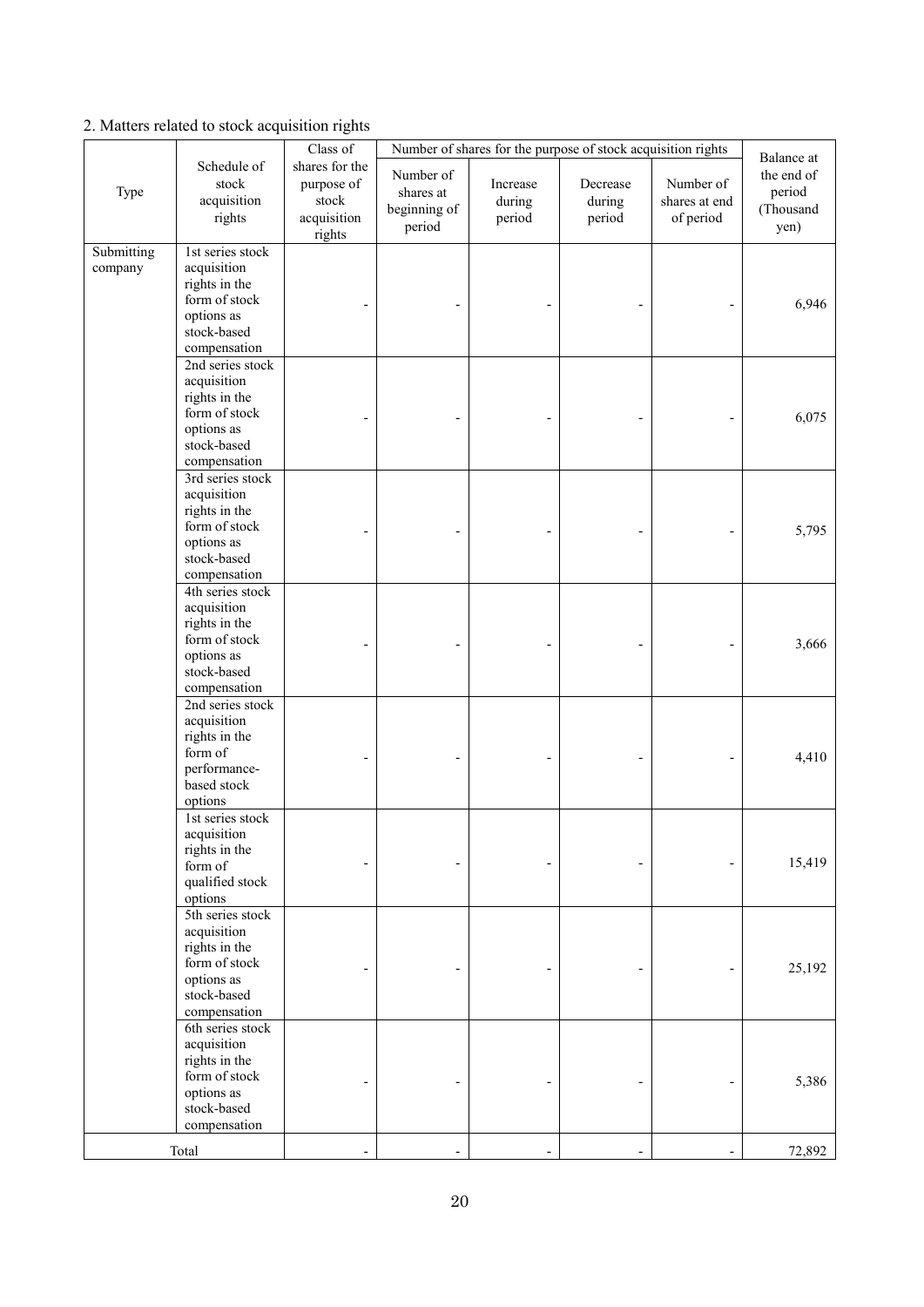## 2. Matters related to stock acquisition rights

| Type | Schedule of stock acquisition rights | Class of shares for the purpose of stock acquisition rights | Number of shares for the purpose of stock acquisition rights | | | | Balance at the end of period (Thousand yen) |
|---|---|---|---|---|---|---|---|
| | | | Number of shares at beginning of period | Increase during period | Decrease during period | Number of shares at end of period | |
| Submitting company | 1st series stock acquisition rights in the form of stock options as stock-based compensation | - | - | - | - | - | 6,946 |
| | 2nd series stock acquisition rights in the form of stock options as stock-based compensation | - | - | - | - | - | 6,075 |
| | 3rd series stock acquisition rights in the form of stock options as stock-based compensation | - | - | - | - | - | 5,795 |
| | 4th series stock acquisition rights in the form of stock options as stock-based compensation | - | - | - | - | - | 3,666 |
| | 2nd series stock acquisition rights in the form of performance-based stock options | - | - | - | - | - | 4,410 |
| | 1st series stock acquisition rights in the form of qualified stock options | - | - | - | - | - | 15,419 |
| | 5th series stock acquisition rights in the form of stock options as stock-based compensation | - | - | - | - | - | 25,192 |
| | 6th series stock acquisition rights in the form of stock options as stock-based compensation | - | - | - | - | - | 5,386 |
| Total | | - | - | - | - | - | 72,892 |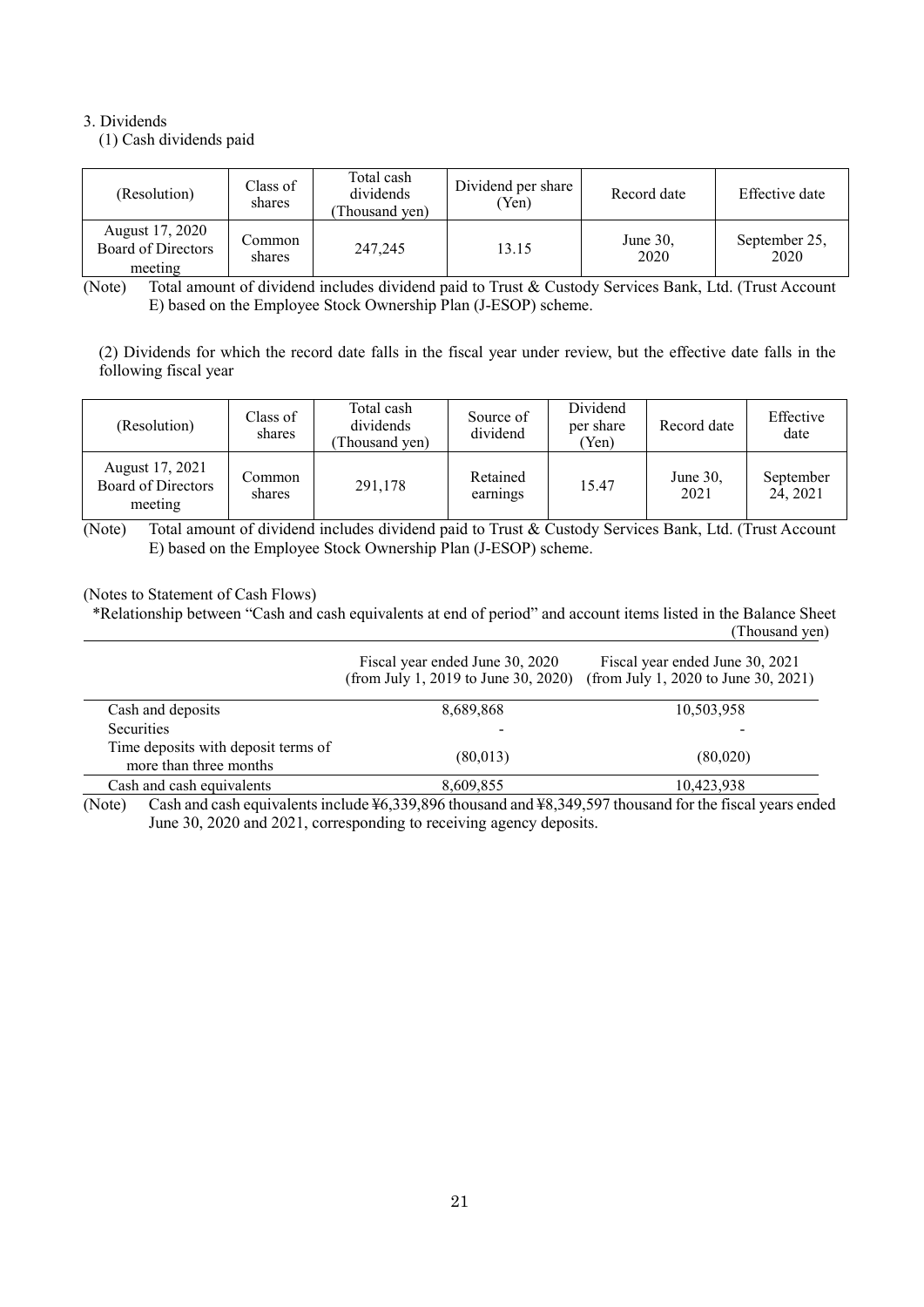3. Dividends

(1) Cash dividends paid

| (Resolution) | Class of shares | Total cash dividends (Thousand yen) | Dividend per share (Yen) | Record date | Effective date |
|---|---|---|---|---|---|
| August 17, 2020 Board of Directors meeting | Common shares | 247,245 | 13.15 | June 30, 2020 | September 25, 2020 |

(Note) Total amount of dividend includes dividend paid to Trust & Custody Services Bank, Ltd. (Trust Account E) based on the Employee Stock Ownership Plan (J-ESOP) scheme.

(2) Dividends for which the record date falls in the fiscal year under review, but the effective date falls in the following fiscal year

| (Resolution) | Class of shares | Total cash dividends (Thousand yen) | Source of dividend | Dividend per share (Yen) | Record date | Effective date |
|---|---|---|---|---|---|---|
| August 17, 2021 Board of Directors meeting | Common shares | 291,178 | Retained earnings | 15.47 | June 30, 2021 | September 24, 2021 |

(Note) Total amount of dividend includes dividend paid to Trust & Custody Services Bank, Ltd. (Trust Account E) based on the Employee Stock Ownership Plan (J-ESOP) scheme.

(Notes to Statement of Cash Flows)

*Relationship between "Cash and cash equivalents at end of period" and account items listed in the Balance Sheet

(Thousand yen)

| | Fiscal year ended June 30, 2020 (from July 1, 2019 to June 30, 2020) | Fiscal year ended June 30, 2021 (from July 1, 2020 to June 30, 2021) |
|---|---|---|
| Cash and deposits | 8,689,868 | 10,503,958 |
| Securities | - | - |
| Time deposits with deposit terms of more than three months | (80,013) | (80,020) |
| Cash and cash equivalents | 8,609,855 | 10,423,938 |

(Note) Cash and cash equivalents include ¥6,339,896 thousand and ¥8,349,597 thousand for the fiscal years ended June 30, 2020 and 2021, corresponding to receiving agency deposits.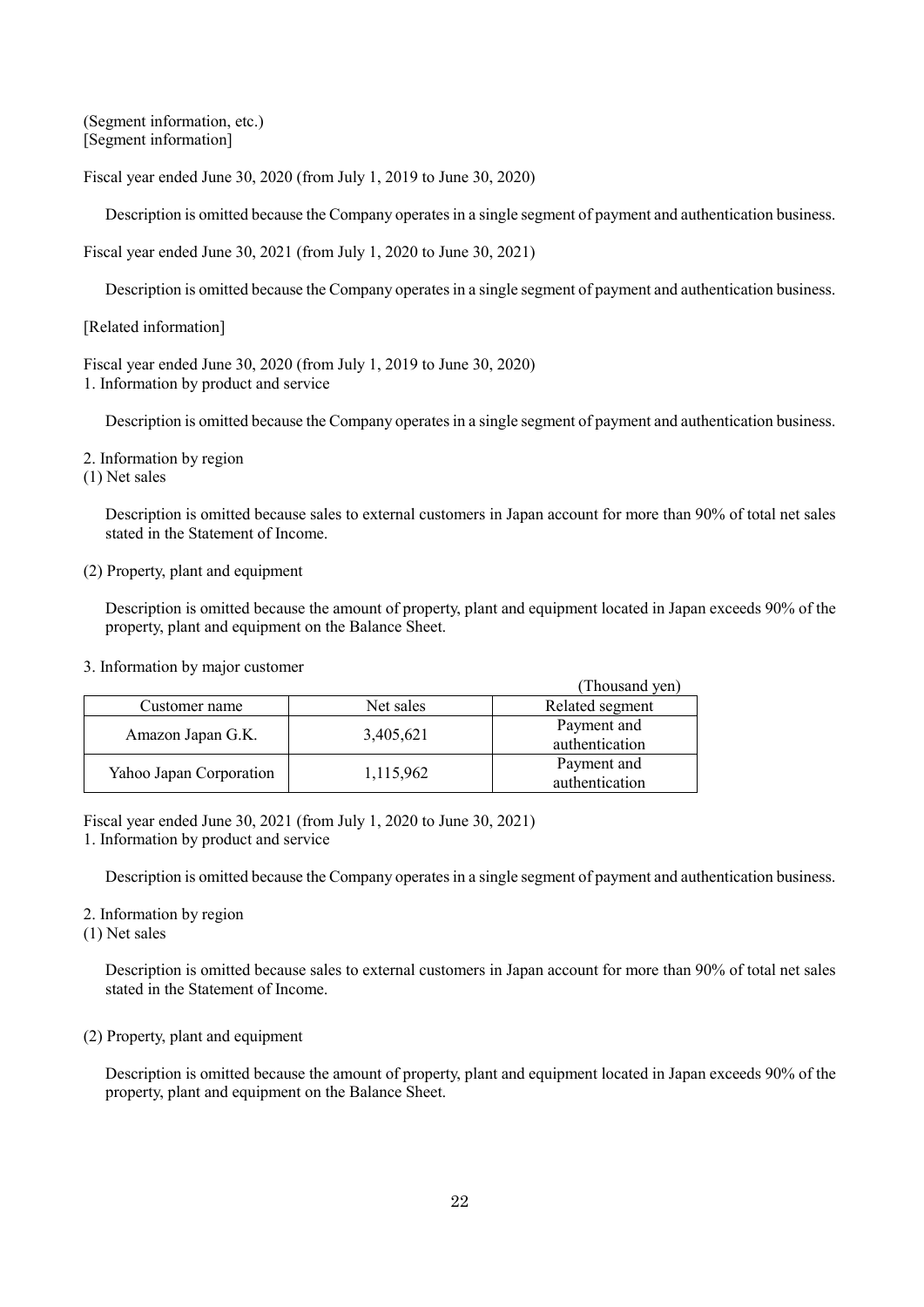(Segment information, etc.)
[Segment information]

Fiscal year ended June 30, 2020 (from July 1, 2019 to June 30, 2020)

Description is omitted because the Company operates in a single segment of payment and authentication business.

Fiscal year ended June 30, 2021 (from July 1, 2020 to June 30, 2021)

Description is omitted because the Company operates in a single segment of payment and authentication business.

[Related information]

Fiscal year ended June 30, 2020 (from July 1, 2019 to June 30, 2020)
1. Information by product and service

Description is omitted because the Company operates in a single segment of payment and authentication business.

2. Information by region
(1) Net sales

Description is omitted because sales to external customers in Japan account for more than 90% of total net sales stated in the Statement of Income.

(2) Property, plant and equipment

Description is omitted because the amount of property, plant and equipment located in Japan exceeds 90% of the property, plant and equipment on the Balance Sheet.

3. Information by major customer

(Thousand yen)

| Customer name | Net sales | Related segment |
|---|---|---|
| Amazon Japan G.K. | 3,405,621 | Payment and authentication |
| Yahoo Japan Corporation | 1,115,962 | Payment and authentication |

Fiscal year ended June 30, 2021 (from July 1, 2020 to June 30, 2021)
1. Information by product and service

Description is omitted because the Company operates in a single segment of payment and authentication business.

2. Information by region
(1) Net sales

Description is omitted because sales to external customers in Japan account for more than 90% of total net sales stated in the Statement of Income.

(2) Property, plant and equipment

Description is omitted because the amount of property, plant and equipment located in Japan exceeds 90% of the property, plant and equipment on the Balance Sheet.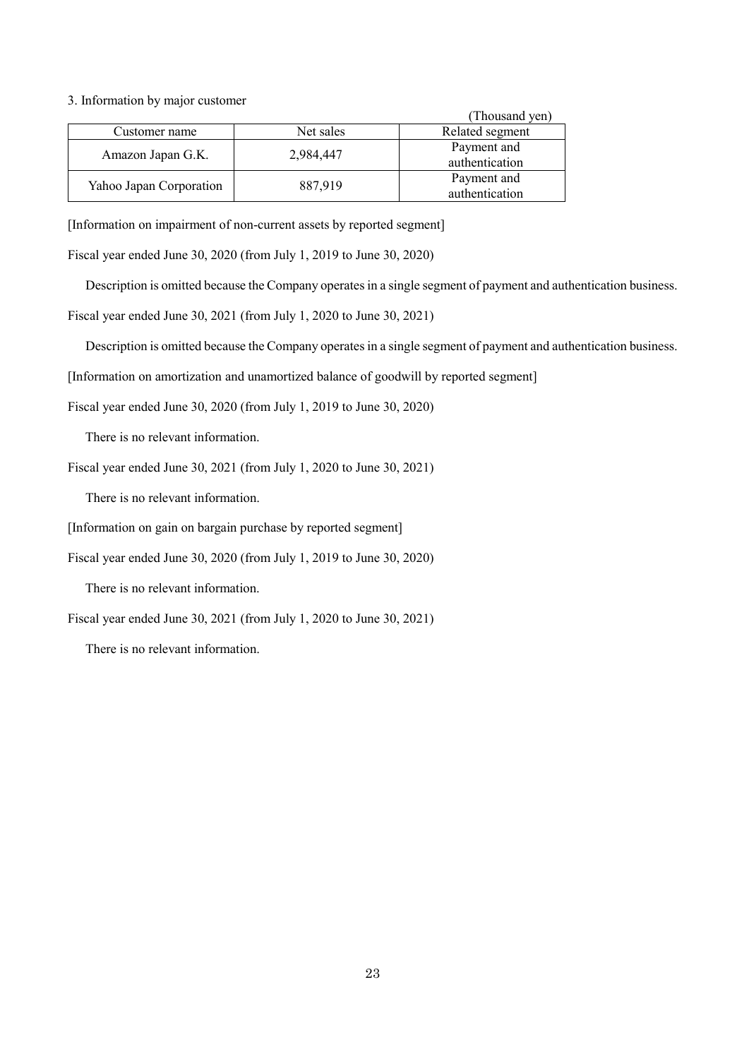3. Information by major customer

(Thousand yen)

| Customer name | Net sales | Related segment |
| --- | --- | --- |
| Amazon Japan G.K. | 2,984,447 | Payment and authentication |
| Yahoo Japan Corporation | 887,919 | Payment and authentication |

[Information on impairment of non-current assets by reported segment]

Fiscal year ended June 30, 2020 (from July 1, 2019 to June 30, 2020)

Description is omitted because the Company operates in a single segment of payment and authentication business.

Fiscal year ended June 30, 2021 (from July 1, 2020 to June 30, 2021)

Description is omitted because the Company operates in a single segment of payment and authentication business.

[Information on amortization and unamortized balance of goodwill by reported segment]

Fiscal year ended June 30, 2020 (from July 1, 2019 to June 30, 2020)

There is no relevant information.

Fiscal year ended June 30, 2021 (from July 1, 2020 to June 30, 2021)

There is no relevant information.

[Information on gain on bargain purchase by reported segment]

Fiscal year ended June 30, 2020 (from July 1, 2019 to June 30, 2020)

There is no relevant information.

Fiscal year ended June 30, 2021 (from July 1, 2020 to June 30, 2021)

There is no relevant information.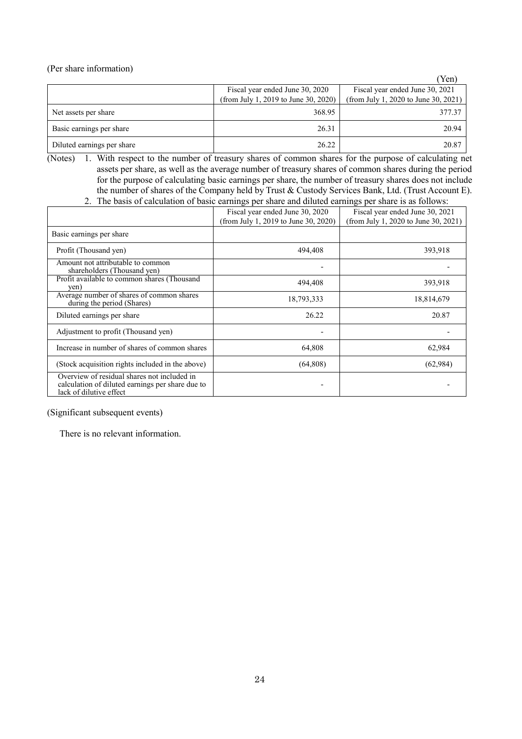(Per share information)

(Yen)

| | Fiscal year ended June 30, 2020 (from July 1, 2019 to June 30, 2020) | Fiscal year ended June 30, 2021 (from July 1, 2020 to June 30, 2021) |
|---|---|---|
| Net assets per share | 368.95 | 377.37 |
| Basic earnings per share | 26.31 | 20.94 |
| Diluted earnings per share | 26.22 | 20.87 |

(Notes) 1. With respect to the number of treasury shares of common shares for the purpose of calculating net assets per share, as well as the average number of treasury shares of common shares during the period for the purpose of calculating basic earnings per share, the number of treasury shares does not include the number of shares of the Company held by Trust & Custody Services Bank, Ltd. (Trust Account E).

2. The basis of calculation of basic earnings per share and diluted earnings per share is as follows:

| | Fiscal year ended June 30, 2020 (from July 1, 2019 to June 30, 2020) | Fiscal year ended June 30, 2021 (from July 1, 2020 to June 30, 2021) |
|---|---|---|
| Basic earnings per share | | |
| Profit (Thousand yen) | 494,408 | 393,918 |
| Amount not attributable to common shareholders (Thousand yen) | - | - |
| Profit available to common shares (Thousand yen) | 494,408 | 393,918 |
| Average number of shares of common shares during the period (Shares) | 18,793,333 | 18,814,679 |
| Diluted earnings per share | 26.22 | 20.87 |
| Adjustment to profit (Thousand yen) | - | - |
| Increase in number of shares of common shares | 64,808 | 62,984 |
| (Stock acquisition rights included in the above) | (64,808) | (62,984) |
| Overview of residual shares not included in calculation of diluted earnings per share due to lack of dilutive effect | - | - |

(Significant subsequent events)

There is no relevant information.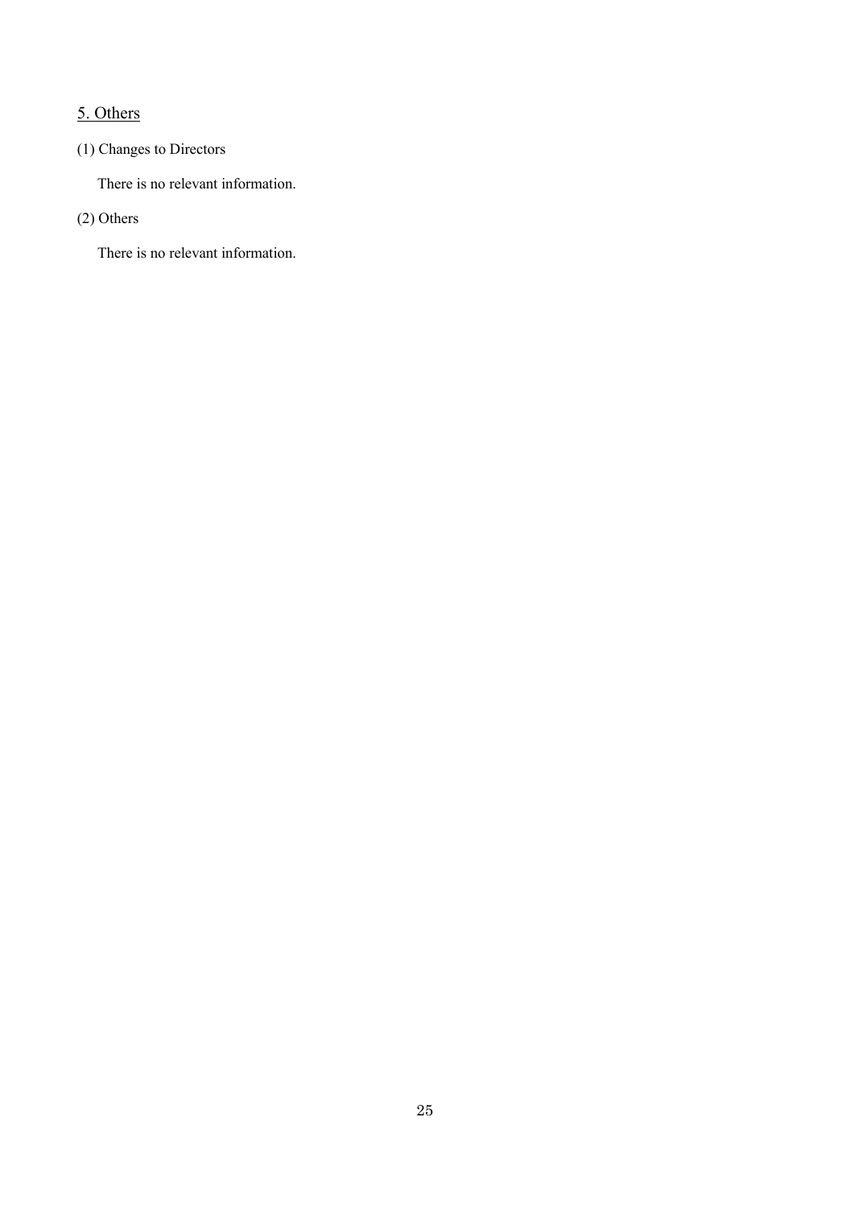## 5. Others

(1) Changes to Directors

There is no relevant information.

(2) Others

There is no relevant information.